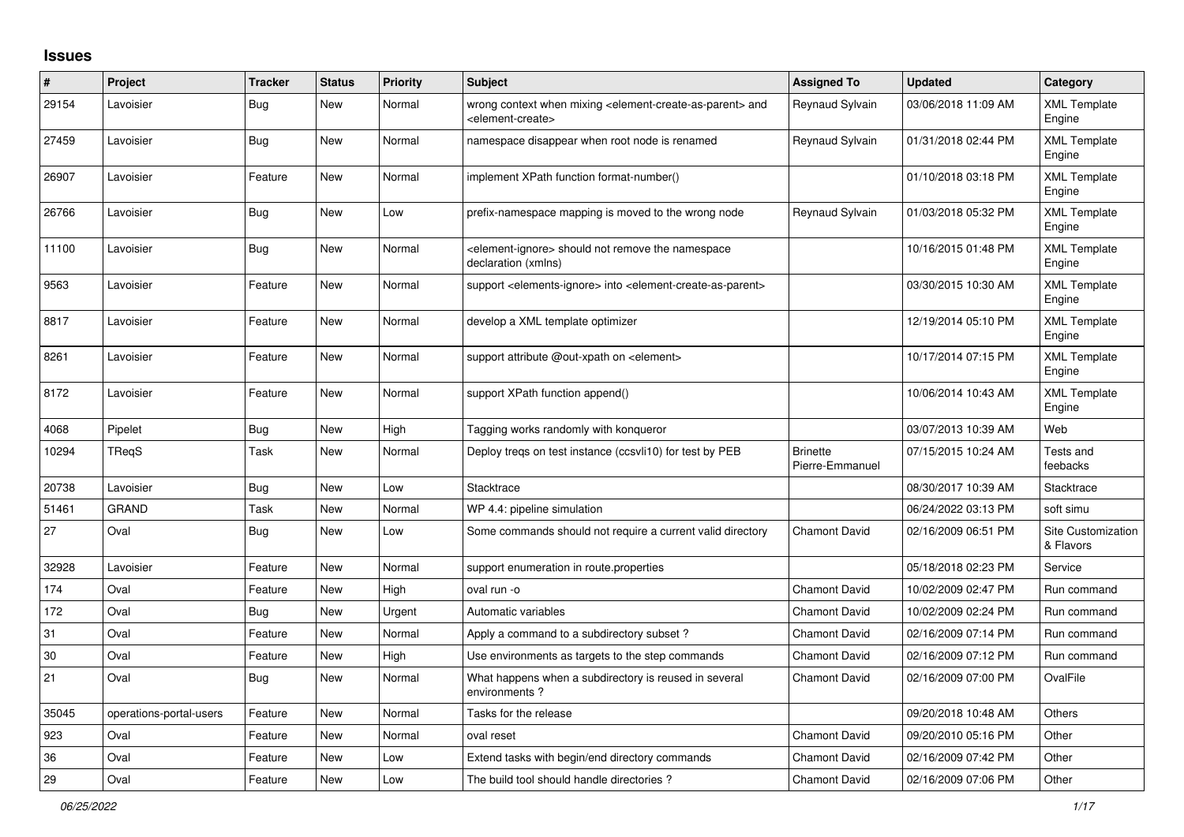# Issues

| # | Project | Tracker | Status | Priority | Subject | Assigned To | Updated | Category |
|---|---|---|---|---|---|---|---|---|
| 29154 | Lavoisier | Bug | New | Normal | wrong context when mixing <element-create-as-parent> and <element-create> | Reynaud Sylvain | 03/06/2018 11:09 AM | XML Template Engine |
| 27459 | Lavoisier | Bug | New | Normal | namespace disappear when root node is renamed | Reynaud Sylvain | 01/31/2018 02:44 PM | XML Template Engine |
| 26907 | Lavoisier | Feature | New | Normal | implement XPath function format-number() | | 01/10/2018 03:18 PM | XML Template Engine |
| 26766 | Lavoisier | Bug | New | Low | prefix-namespace mapping is moved to the wrong node | Reynaud Sylvain | 01/03/2018 05:32 PM | XML Template Engine |
| 11100 | Lavoisier | Bug | New | Normal | <element-ignore> should not remove the namespace declaration (xmlns) | | 10/16/2015 01:48 PM | XML Template Engine |
| 9563 | Lavoisier | Feature | New | Normal | support <elements-ignore> into <element-create-as-parent> | | 03/30/2015 10:30 AM | XML Template Engine |
| 8817 | Lavoisier | Feature | New | Normal | develop a XML template optimizer | | 12/19/2014 05:10 PM | XML Template Engine |
| 8261 | Lavoisier | Feature | New | Normal | support attribute @out-xpath on <element> | | 10/17/2014 07:15 PM | XML Template Engine |
| 8172 | Lavoisier | Feature | New | Normal | support XPath function append() | | 10/06/2014 10:43 AM | XML Template Engine |
| 4068 | Pipelet | Bug | New | High | Tagging works randomly with konqueror | | 03/07/2013 10:39 AM | Web |
| 10294 | TReqS | Task | New | Normal | Deploy treqs on test instance (ccsvli10) for test by PEB | Brinette Pierre-Emmanuel | 07/15/2015 10:24 AM | Tests and feebacks |
| 20738 | Lavoisier | Bug | New | Low | Stacktrace | | 08/30/2017 10:39 AM | Stacktrace |
| 51461 | GRAND | Task | New | Normal | WP 4.4: pipeline simulation | | 06/24/2022 03:13 PM | soft simu |
| 27 | Oval | Bug | New | Low | Some commands should not require a current valid directory | Chamont David | 02/16/2009 06:51 PM | Site Customization & Flavors |
| 32928 | Lavoisier | Feature | New | Normal | support enumeration in route.properties | | 05/18/2018 02:23 PM | Service |
| 174 | Oval | Feature | New | High | oval run -o | Chamont David | 10/02/2009 02:47 PM | Run command |
| 172 | Oval | Bug | New | Urgent | Automatic variables | Chamont David | 10/02/2009 02:24 PM | Run command |
| 31 | Oval | Feature | New | Normal | Apply a command to a subdirectory subset ? | Chamont David | 02/16/2009 07:14 PM | Run command |
| 30 | Oval | Feature | New | High | Use environments as targets to the step commands | Chamont David | 02/16/2009 07:12 PM | Run command |
| 21 | Oval | Bug | New | Normal | What happens when a subdirectory is reused in several environments ? | Chamont David | 02/16/2009 07:00 PM | OvalFile |
| 35045 | operations-portal-users | Feature | New | Normal | Tasks for the release | | 09/20/2018 10:48 AM | Others |
| 923 | Oval | Feature | New | Normal | oval reset | Chamont David | 09/20/2010 05:16 PM | Other |
| 36 | Oval | Feature | New | Low | Extend tasks with begin/end directory commands | Chamont David | 02/16/2009 07:42 PM | Other |
| 29 | Oval | Feature | New | Low | The build tool should handle directories ? | Chamont David | 02/16/2009 07:06 PM | Other |

*06/25/2022*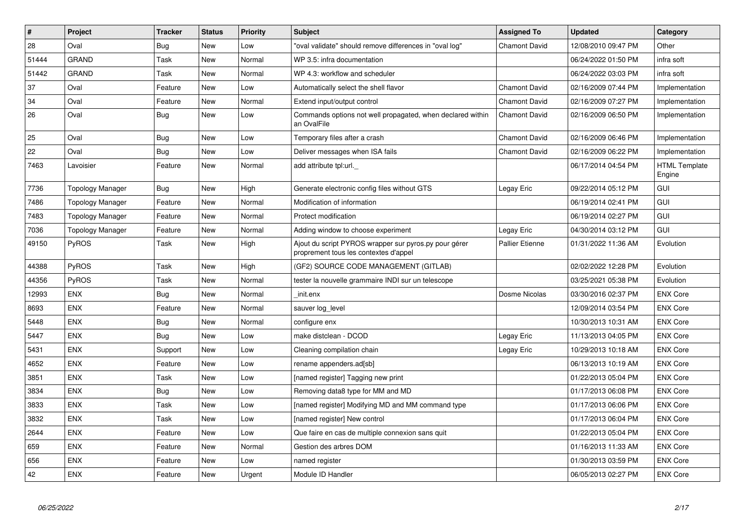| # | Project | Tracker | Status | Priority | Subject | Assigned To | Updated | Category |
|---|---|---|---|---|---|---|---|---|
| 28 | Oval | Bug | New | Low | "oval validate" should remove differences in "oval log" | Chamont David | 12/08/2010 09:47 PM | Other |
| 51444 | GRAND | Task | New | Normal | WP 3.5: infra documentation | | 06/24/2022 01:50 PM | infra soft |
| 51442 | GRAND | Task | New | Normal | WP 4.3: workflow and scheduler | | 06/24/2022 03:03 PM | infra soft |
| 37 | Oval | Feature | New | Low | Automatically select the shell flavor | Chamont David | 02/16/2009 07:44 PM | Implementation |
| 34 | Oval | Feature | New | Normal | Extend input/output control | Chamont David | 02/16/2009 07:27 PM | Implementation |
| 26 | Oval | Bug | New | Low | Commands options not well propagated, when declared within an OvalFile | Chamont David | 02/16/2009 06:50 PM | Implementation |
| 25 | Oval | Bug | New | Low | Temporary files after a crash | Chamont David | 02/16/2009 06:46 PM | Implementation |
| 22 | Oval | Bug | New | Low | Deliver messages when ISA fails | Chamont David | 02/16/2009 06:22 PM | Implementation |
| 7463 | Lavoisier | Feature | New | Normal | add attribute tpl:url._ | | 06/17/2014 04:54 PM | HTML Template Engine |
| 7736 | Topology Manager | Bug | New | High | Generate electronic config files without GTS | Legay Eric | 09/22/2014 05:12 PM | GUI |
| 7486 | Topology Manager | Feature | New | Normal | Modification of information | | 06/19/2014 02:41 PM | GUI |
| 7483 | Topology Manager | Feature | New | Normal | Protect modification | | 06/19/2014 02:27 PM | GUI |
| 7036 | Topology Manager | Feature | New | Normal | Adding window to choose experiment | Legay Eric | 04/30/2014 03:12 PM | GUI |
| 49150 | PyROS | Task | New | High | Ajout du script PYROS wrapper sur pyros.py pour gérer proprement tous les contextes d'appel | Pallier Etienne | 01/31/2022 11:36 AM | Evolution |
| 44388 | PyROS | Task | New | High | (GF2) SOURCE CODE MANAGEMENT (GITLAB) | | 02/02/2022 12:28 PM | Evolution |
| 44356 | PyROS | Task | New | Normal | tester la nouvelle grammaire INDI sur un telescope | | 03/25/2021 05:38 PM | Evolution |
| 12993 | ENX | Bug | New | Normal | _init.enx | Dosme Nicolas | 03/30/2016 02:37 PM | ENX Core |
| 8693 | ENX | Feature | New | Normal | sauver log_level | | 12/09/2014 03:54 PM | ENX Core |
| 5448 | ENX | Bug | New | Normal | configure enx | | 10/30/2013 10:31 AM | ENX Core |
| 5447 | ENX | Bug | New | Low | make distclean - DCOD | Legay Eric | 11/13/2013 04:05 PM | ENX Core |
| 5431 | ENX | Support | New | Low | Cleaning compilation chain | Legay Eric | 10/29/2013 10:18 AM | ENX Core |
| 4652 | ENX | Feature | New | Low | rename appenders.ad[sb] | | 06/13/2013 10:19 AM | ENX Core |
| 3851 | ENX | Task | New | Low | [named register] Tagging new print | | 01/22/2013 05:04 PM | ENX Core |
| 3834 | ENX | Bug | New | Low | Removing data8 type for MM and MD | | 01/17/2013 06:08 PM | ENX Core |
| 3833 | ENX | Task | New | Low | [named register] Modifying MD and MM command type | | 01/17/2013 06:06 PM | ENX Core |
| 3832 | ENX | Task | New | Low | [named register] New control | | 01/17/2013 06:04 PM | ENX Core |
| 2644 | ENX | Feature | New | Low | Que faire en cas de multiple connexion sans quit | | 01/22/2013 05:04 PM | ENX Core |
| 659 | ENX | Feature | New | Normal | Gestion des arbres DOM | | 01/16/2013 11:33 AM | ENX Core |
| 656 | ENX | Feature | New | Low | named register | | 01/30/2013 03:59 PM | ENX Core |
| 42 | ENX | Feature | New | Urgent | Module ID Handler | | 06/05/2013 02:27 PM | ENX Core |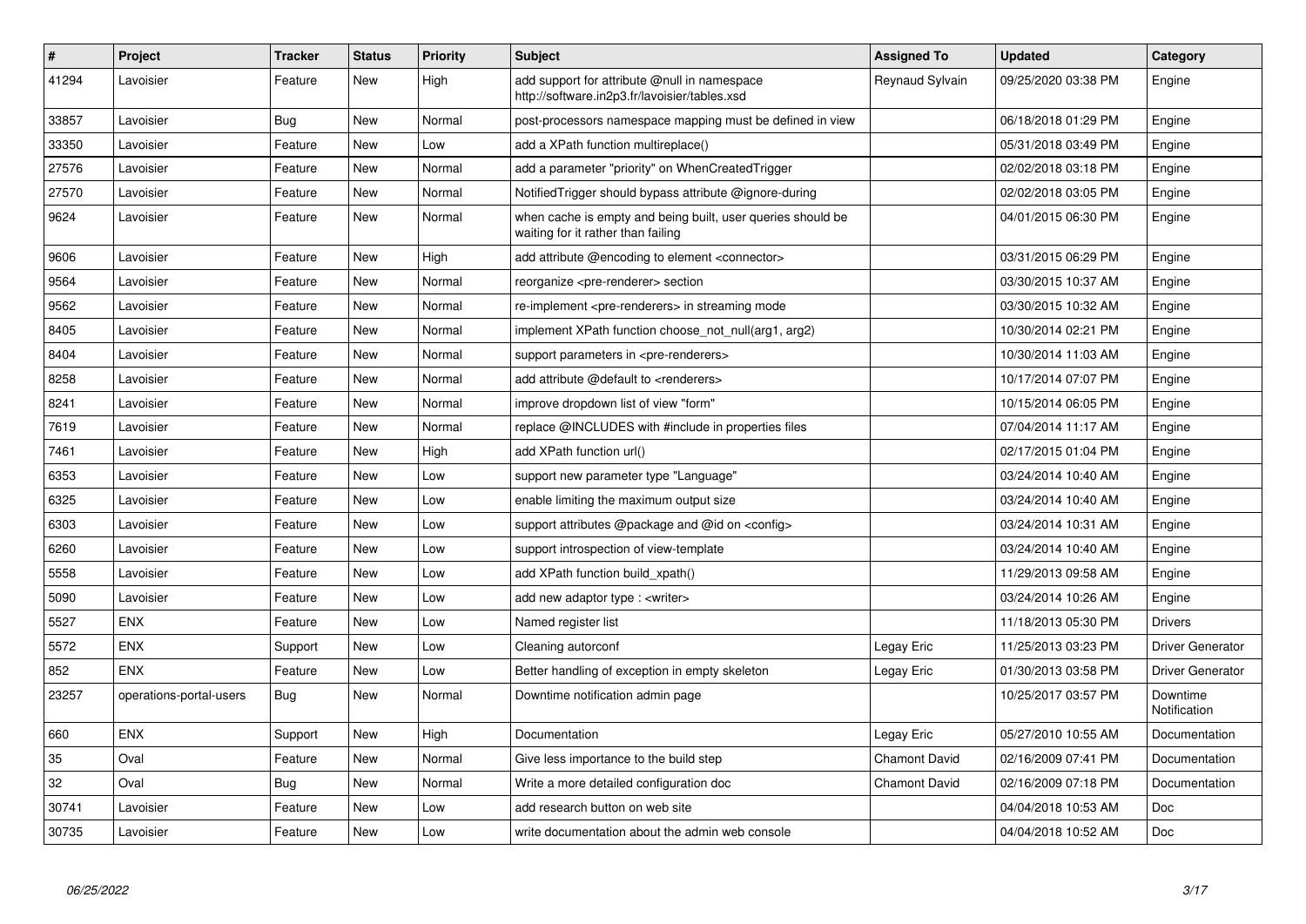| # | Project | Tracker | Status | Priority | Subject | Assigned To | Updated | Category |
|---|---|---|---|---|---|---|---|---|
| 41294 | Lavoisier | Feature | New | High | add support for attribute @null in namespace http://software.in2p3.fr/lavoisier/tables.xsd | Reynaud Sylvain | 09/25/2020 03:38 PM | Engine |
| 33857 | Lavoisier | Bug | New | Normal | post-processors namespace mapping must be defined in view | | 06/18/2018 01:29 PM | Engine |
| 33350 | Lavoisier | Feature | New | Low | add a XPath function multireplace() | | 05/31/2018 03:49 PM | Engine |
| 27576 | Lavoisier | Feature | New | Normal | add a parameter "priority" on WhenCreatedTrigger | | 02/02/2018 03:18 PM | Engine |
| 27570 | Lavoisier | Feature | New | Normal | NotifiedTrigger should bypass attribute @ignore-during | | 02/02/2018 03:05 PM | Engine |
| 9624 | Lavoisier | Feature | New | Normal | when cache is empty and being built, user queries should be waiting for it rather than failing | | 04/01/2015 06:30 PM | Engine |
| 9606 | Lavoisier | Feature | New | High | add attribute @encoding to element <connector> | | 03/31/2015 06:29 PM | Engine |
| 9564 | Lavoisier | Feature | New | Normal | reorganize <pre-renderer> section | | 03/30/2015 10:37 AM | Engine |
| 9562 | Lavoisier | Feature | New | Normal | re-implement <pre-renderers> in streaming mode | | 03/30/2015 10:32 AM | Engine |
| 8405 | Lavoisier | Feature | New | Normal | implement XPath function choose_not_null(arg1, arg2) | | 10/30/2014 02:21 PM | Engine |
| 8404 | Lavoisier | Feature | New | Normal | support parameters in <pre-renderers> | | 10/30/2014 11:03 AM | Engine |
| 8258 | Lavoisier | Feature | New | Normal | add attribute @default to <renderers> | | 10/17/2014 07:07 PM | Engine |
| 8241 | Lavoisier | Feature | New | Normal | improve dropdown list of view "form" | | 10/15/2014 06:05 PM | Engine |
| 7619 | Lavoisier | Feature | New | Normal | replace @INCLUDES with #include in properties files | | 07/04/2014 11:17 AM | Engine |
| 7461 | Lavoisier | Feature | New | High | add XPath function url() | | 02/17/2015 01:04 PM | Engine |
| 6353 | Lavoisier | Feature | New | Low | support new parameter type "Language" | | 03/24/2014 10:40 AM | Engine |
| 6325 | Lavoisier | Feature | New | Low | enable limiting the maximum output size | | 03/24/2014 10:40 AM | Engine |
| 6303 | Lavoisier | Feature | New | Low | support attributes @package and @id on <config> | | 03/24/2014 10:31 AM | Engine |
| 6260 | Lavoisier | Feature | New | Low | support introspection of view-template | | 03/24/2014 10:40 AM | Engine |
| 5558 | Lavoisier | Feature | New | Low | add XPath function build_xpath() | | 11/29/2013 09:58 AM | Engine |
| 5090 | Lavoisier | Feature | New | Low | add new adaptor type : <writer> | | 03/24/2014 10:26 AM | Engine |
| 5527 | ENX | Feature | New | Low | Named register list | | 11/18/2013 05:30 PM | Drivers |
| 5572 | ENX | Support | New | Low | Cleaning autorconf | Legay Eric | 11/25/2013 03:23 PM | Driver Generator |
| 852 | ENX | Feature | New | Low | Better handling of exception in empty skeleton | Legay Eric | 01/30/2013 03:58 PM | Driver Generator |
| 23257 | operations-portal-users | Bug | New | Normal | Downtime notification admin page | | 10/25/2017 03:57 PM | Downtime Notification |
| 660 | ENX | Support | New | High | Documentation | Legay Eric | 05/27/2010 10:55 AM | Documentation |
| 35 | Oval | Feature | New | Normal | Give less importance to the build step | Chamont David | 02/16/2009 07:41 PM | Documentation |
| 32 | Oval | Bug | New | Normal | Write a more detailed configuration doc | Chamont David | 02/16/2009 07:18 PM | Documentation |
| 30741 | Lavoisier | Feature | New | Low | add research button on web site | | 04/04/2018 10:53 AM | Doc |
| 30735 | Lavoisier | Feature | New | Low | write documentation about the admin web console | | 04/04/2018 10:52 AM | Doc |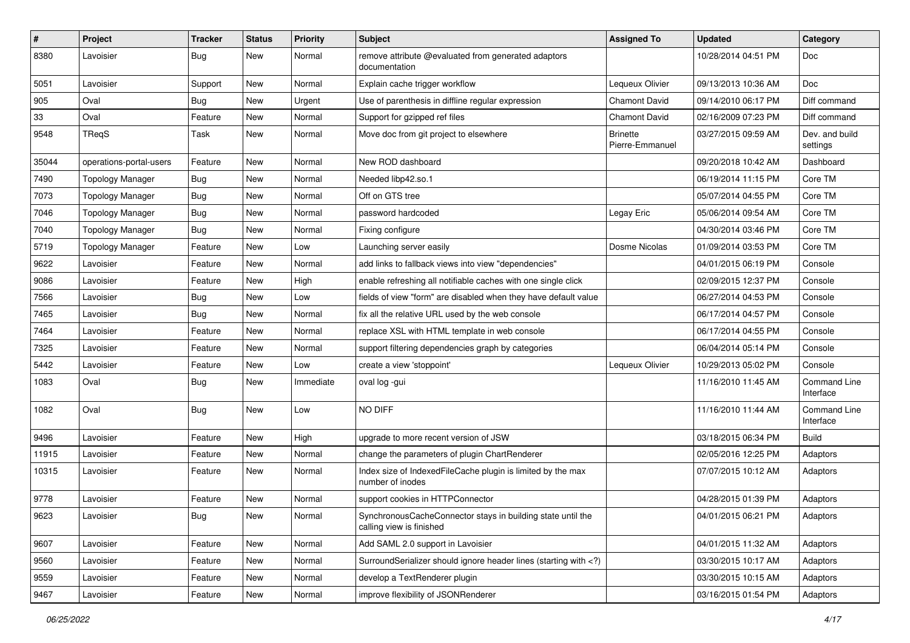| # | Project | Tracker | Status | Priority | Subject | Assigned To | Updated | Category |
| --- | --- | --- | --- | --- | --- | --- | --- | --- |
| 8380 | Lavoisier | Bug | New | Normal | remove attribute @evaluated from generated adaptors documentation | | 10/28/2014 04:51 PM | Doc |
| 5051 | Lavoisier | Support | New | Normal | Explain cache trigger workflow | Lequeux Olivier | 09/13/2013 10:36 AM | Doc |
| 905 | Oval | Bug | New | Urgent | Use of parenthesis in diffline regular expression | Chamont David | 09/14/2010 06:17 PM | Diff command |
| 33 | Oval | Feature | New | Normal | Support for gzipped ref files | Chamont David | 02/16/2009 07:23 PM | Diff command |
| 9548 | TReqS | Task | New | Normal | Move doc from git project to elsewhere | Brinette Pierre-Emmanuel | 03/27/2015 09:59 AM | Dev. and build settings |
| 35044 | operations-portal-users | Feature | New | Normal | New ROD dashboard | | 09/20/2018 10:42 AM | Dashboard |
| 7490 | Topology Manager | Bug | New | Normal | Needed libp42.so.1 | | 06/19/2014 11:15 PM | Core TM |
| 7073 | Topology Manager | Bug | New | Normal | Off on GTS tree | | 05/07/2014 04:55 PM | Core TM |
| 7046 | Topology Manager | Bug | New | Normal | password hardcoded | Legay Eric | 05/06/2014 09:54 AM | Core TM |
| 7040 | Topology Manager | Bug | New | Normal | Fixing configure | | 04/30/2014 03:46 PM | Core TM |
| 5719 | Topology Manager | Feature | New | Low | Launching server easily | Dosme Nicolas | 01/09/2014 03:53 PM | Core TM |
| 9622 | Lavoisier | Feature | New | Normal | add links to fallback views into view "dependencies" | | 04/01/2015 06:19 PM | Console |
| 9086 | Lavoisier | Feature | New | High | enable refreshing all notifiable caches with one single click | | 02/09/2015 12:37 PM | Console |
| 7566 | Lavoisier | Bug | New | Low | fields of view "form" are disabled when they have default value | | 06/27/2014 04:53 PM | Console |
| 7465 | Lavoisier | Bug | New | Normal | fix all the relative URL used by the web console | | 06/17/2014 04:57 PM | Console |
| 7464 | Lavoisier | Feature | New | Normal | replace XSL with HTML template in web console | | 06/17/2014 04:55 PM | Console |
| 7325 | Lavoisier | Feature | New | Normal | support filtering dependencies graph by categories | | 06/04/2014 05:14 PM | Console |
| 5442 | Lavoisier | Feature | New | Low | create a view 'stoppoint' | Lequeux Olivier | 10/29/2013 05:02 PM | Console |
| 1083 | Oval | Bug | New | Immediate | oval log -gui | | 11/16/2010 11:45 AM | Command Line Interface |
| 1082 | Oval | Bug | New | Low | NO DIFF | | 11/16/2010 11:44 AM | Command Line Interface |
| 9496 | Lavoisier | Feature | New | High | upgrade to more recent version of JSW | | 03/18/2015 06:34 PM | Build |
| 11915 | Lavoisier | Feature | New | Normal | change the parameters of plugin ChartRenderer | | 02/05/2016 12:25 PM | Adaptors |
| 10315 | Lavoisier | Feature | New | Normal | Index size of IndexedFileCache plugin is limited by the max number of inodes | | 07/07/2015 10:12 AM | Adaptors |
| 9778 | Lavoisier | Feature | New | Normal | support cookies in HTTPConnector | | 04/28/2015 01:39 PM | Adaptors |
| 9623 | Lavoisier | Bug | New | Normal | SynchronousCacheConnector stays in building state until the calling view is finished | | 04/01/2015 06:21 PM | Adaptors |
| 9607 | Lavoisier | Feature | New | Normal | Add SAML 2.0 support in Lavoisier | | 04/01/2015 11:32 AM | Adaptors |
| 9560 | Lavoisier | Feature | New | Normal | SurroundSerializer should ignore header lines (starting with <?) | | 03/30/2015 10:17 AM | Adaptors |
| 9559 | Lavoisier | Feature | New | Normal | develop a TextRenderer plugin | | 03/30/2015 10:15 AM | Adaptors |
| 9467 | Lavoisier | Feature | New | Normal | improve flexibility of JSONRenderer | | 03/16/2015 01:54 PM | Adaptors |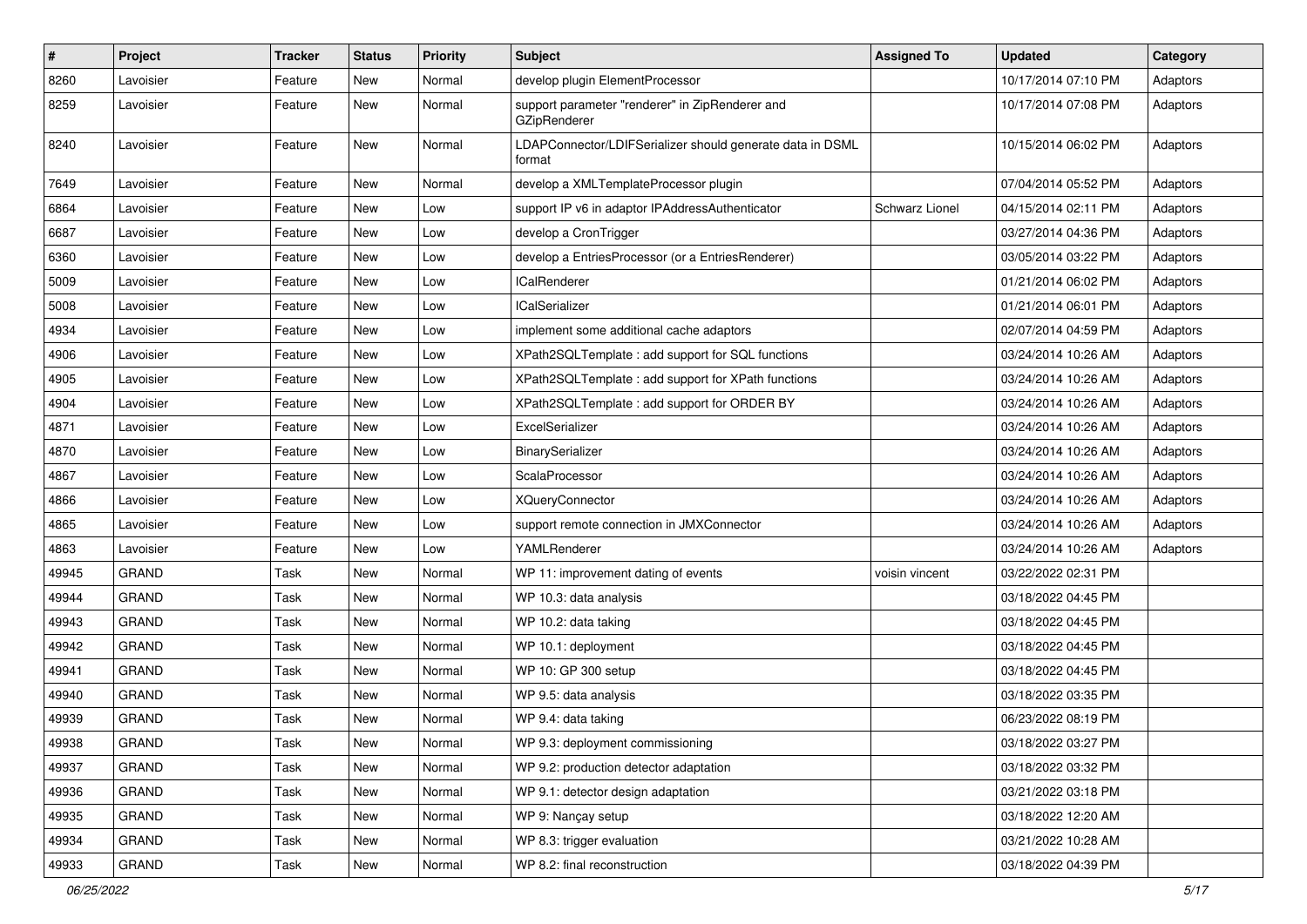| # | Project | Tracker | Status | Priority | Subject | Assigned To | Updated | Category |
|---|---|---|---|---|---|---|---|---|
| 8260 | Lavoisier | Feature | New | Normal | develop plugin ElementProcessor | | 10/17/2014 07:10 PM | Adaptors |
| 8259 | Lavoisier | Feature | New | Normal | support parameter "renderer" in ZipRenderer and GZipRenderer | | 10/17/2014 07:08 PM | Adaptors |
| 8240 | Lavoisier | Feature | New | Normal | LDAPConnector/LDIFSerializer should generate data in DSML format | | 10/15/2014 06:02 PM | Adaptors |
| 7649 | Lavoisier | Feature | New | Normal | develop a XMLTemplateProcessor plugin | | 07/04/2014 05:52 PM | Adaptors |
| 6864 | Lavoisier | Feature | New | Low | support IP v6 in adaptor IPAddressAuthenticator | Schwarz Lionel | 04/15/2014 02:11 PM | Adaptors |
| 6687 | Lavoisier | Feature | New | Low | develop a CronTrigger | | 03/27/2014 04:36 PM | Adaptors |
| 6360 | Lavoisier | Feature | New | Low | develop a EntriesProcessor (or a EntriesRenderer) | | 03/05/2014 03:22 PM | Adaptors |
| 5009 | Lavoisier | Feature | New | Low | ICalRenderer | | 01/21/2014 06:02 PM | Adaptors |
| 5008 | Lavoisier | Feature | New | Low | ICalSerializer | | 01/21/2014 06:01 PM | Adaptors |
| 4934 | Lavoisier | Feature | New | Low | implement some additional cache adaptors | | 02/07/2014 04:59 PM | Adaptors |
| 4906 | Lavoisier | Feature | New | Low | XPath2SQLTemplate : add support for SQL functions | | 03/24/2014 10:26 AM | Adaptors |
| 4905 | Lavoisier | Feature | New | Low | XPath2SQLTemplate : add support for XPath functions | | 03/24/2014 10:26 AM | Adaptors |
| 4904 | Lavoisier | Feature | New | Low | XPath2SQLTemplate : add support for ORDER BY | | 03/24/2014 10:26 AM | Adaptors |
| 4871 | Lavoisier | Feature | New | Low | ExcelSerializer | | 03/24/2014 10:26 AM | Adaptors |
| 4870 | Lavoisier | Feature | New | Low | BinarySerializer | | 03/24/2014 10:26 AM | Adaptors |
| 4867 | Lavoisier | Feature | New | Low | ScalaProcessor | | 03/24/2014 10:26 AM | Adaptors |
| 4866 | Lavoisier | Feature | New | Low | XQueryConnector | | 03/24/2014 10:26 AM | Adaptors |
| 4865 | Lavoisier | Feature | New | Low | support remote connection in JMXConnector | | 03/24/2014 10:26 AM | Adaptors |
| 4863 | Lavoisier | Feature | New | Low | YAMLRenderer | | 03/24/2014 10:26 AM | Adaptors |
| 49945 | GRAND | Task | New | Normal | WP 11: improvement dating of events | voisin vincent | 03/22/2022 02:31 PM | |
| 49944 | GRAND | Task | New | Normal | WP 10.3: data analysis | | 03/18/2022 04:45 PM | |
| 49943 | GRAND | Task | New | Normal | WP 10.2: data taking | | 03/18/2022 04:45 PM | |
| 49942 | GRAND | Task | New | Normal | WP 10.1: deployment | | 03/18/2022 04:45 PM | |
| 49941 | GRAND | Task | New | Normal | WP 10: GP 300 setup | | 03/18/2022 04:45 PM | |
| 49940 | GRAND | Task | New | Normal | WP 9.5: data analysis | | 03/18/2022 03:35 PM | |
| 49939 | GRAND | Task | New | Normal | WP 9.4: data taking | | 06/23/2022 08:19 PM | |
| 49938 | GRAND | Task | New | Normal | WP 9.3: deployment commissioning | | 03/18/2022 03:27 PM | |
| 49937 | GRAND | Task | New | Normal | WP 9.2: production detector adaptation | | 03/18/2022 03:32 PM | |
| 49936 | GRAND | Task | New | Normal | WP 9.1: detector design adaptation | | 03/21/2022 03:18 PM | |
| 49935 | GRAND | Task | New | Normal | WP 9: Nançay setup | | 03/18/2022 12:20 AM | |
| 49934 | GRAND | Task | New | Normal | WP 8.3: trigger evaluation | | 03/21/2022 10:28 AM | |
| 49933 | GRAND | Task | New | Normal | WP 8.2: final reconstruction | | 03/18/2022 04:39 PM | |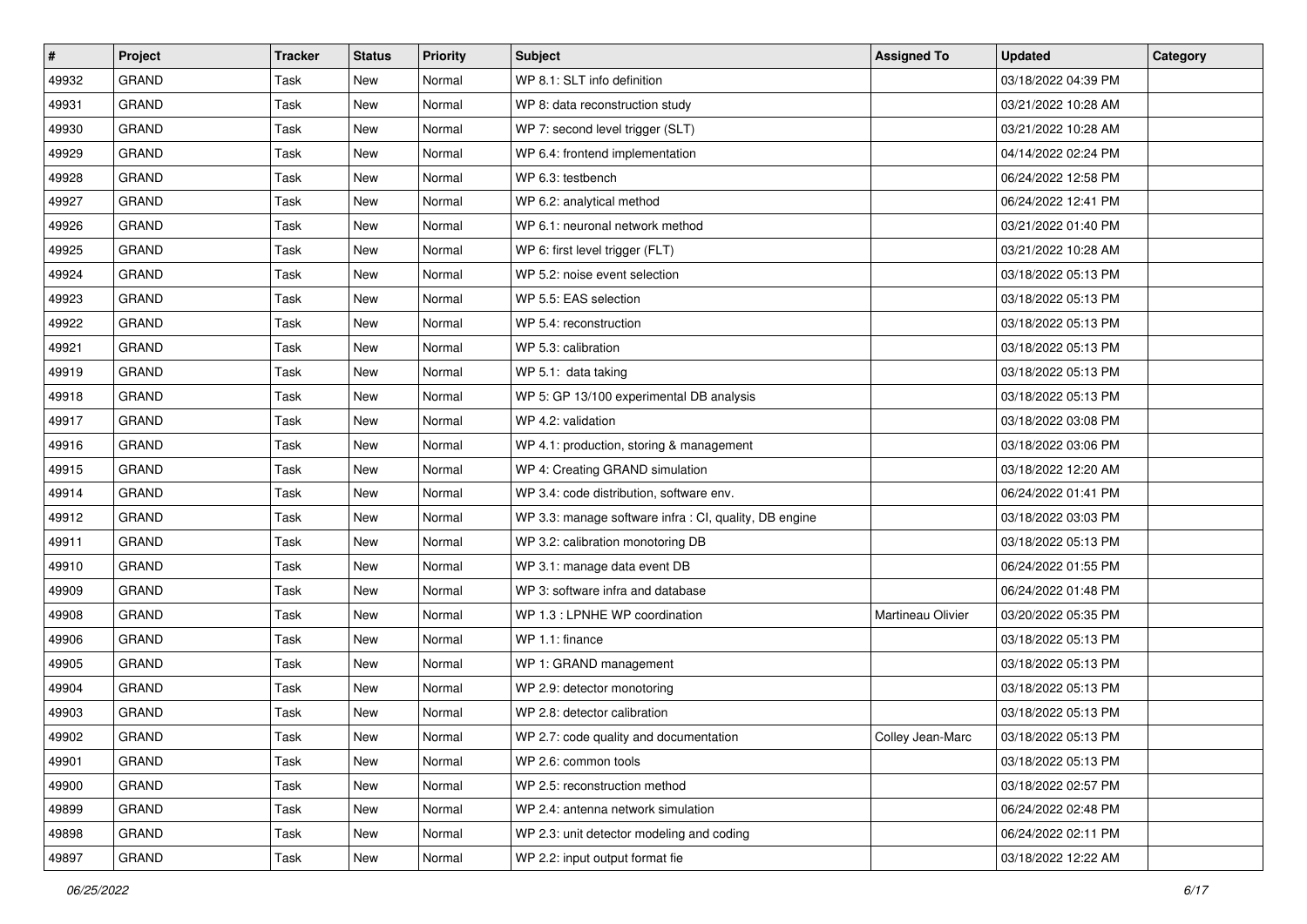| # | Project | Tracker | Status | Priority | Subject | Assigned To | Updated | Category |
|---|---|---|---|---|---|---|---|---|
| 49932 | GRAND | Task | New | Normal | WP 8.1: SLT info definition | | 03/18/2022 04:39 PM | |
| 49931 | GRAND | Task | New | Normal | WP 8: data reconstruction study | | 03/21/2022 10:28 AM | |
| 49930 | GRAND | Task | New | Normal | WP 7: second level trigger (SLT) | | 03/21/2022 10:28 AM | |
| 49929 | GRAND | Task | New | Normal | WP 6.4: frontend implementation | | 04/14/2022 02:24 PM | |
| 49928 | GRAND | Task | New | Normal | WP 6.3: testbench | | 06/24/2022 12:58 PM | |
| 49927 | GRAND | Task | New | Normal | WP 6.2: analytical method | | 06/24/2022 12:41 PM | |
| 49926 | GRAND | Task | New | Normal | WP 6.1: neuronal network method | | 03/21/2022 01:40 PM | |
| 49925 | GRAND | Task | New | Normal | WP 6: first level trigger (FLT) | | 03/21/2022 10:28 AM | |
| 49924 | GRAND | Task | New | Normal | WP 5.2: noise event selection | | 03/18/2022 05:13 PM | |
| 49923 | GRAND | Task | New | Normal | WP 5.5: EAS selection | | 03/18/2022 05:13 PM | |
| 49922 | GRAND | Task | New | Normal | WP 5.4: reconstruction | | 03/18/2022 05:13 PM | |
| 49921 | GRAND | Task | New | Normal | WP 5.3: calibration | | 03/18/2022 05:13 PM | |
| 49919 | GRAND | Task | New | Normal | WP 5.1: data taking | | 03/18/2022 05:13 PM | |
| 49918 | GRAND | Task | New | Normal | WP 5: GP 13/100 experimental DB analysis | | 03/18/2022 05:13 PM | |
| 49917 | GRAND | Task | New | Normal | WP 4.2: validation | | 03/18/2022 03:08 PM | |
| 49916 | GRAND | Task | New | Normal | WP 4.1: production, storing & management | | 03/18/2022 03:06 PM | |
| 49915 | GRAND | Task | New | Normal | WP 4: Creating GRAND simulation | | 03/18/2022 12:20 AM | |
| 49914 | GRAND | Task | New | Normal | WP 3.4: code distribution, software env. | | 06/24/2022 01:41 PM | |
| 49912 | GRAND | Task | New | Normal | WP 3.3: manage software infra : CI, quality, DB engine | | 03/18/2022 03:03 PM | |
| 49911 | GRAND | Task | New | Normal | WP 3.2: calibration monotoring DB | | 03/18/2022 05:13 PM | |
| 49910 | GRAND | Task | New | Normal | WP 3.1: manage data event DB | | 06/24/2022 01:55 PM | |
| 49909 | GRAND | Task | New | Normal | WP 3: software infra and database | | 06/24/2022 01:48 PM | |
| 49908 | GRAND | Task | New | Normal | WP 1.3 : LPNHE WP coordination | Martineau Olivier | 03/20/2022 05:35 PM | |
| 49906 | GRAND | Task | New | Normal | WP 1.1: finance | | 03/18/2022 05:13 PM | |
| 49905 | GRAND | Task | New | Normal | WP 1: GRAND management | | 03/18/2022 05:13 PM | |
| 49904 | GRAND | Task | New | Normal | WP 2.9: detector monotoring | | 03/18/2022 05:13 PM | |
| 49903 | GRAND | Task | New | Normal | WP 2.8: detector calibration | | 03/18/2022 05:13 PM | |
| 49902 | GRAND | Task | New | Normal | WP 2.7: code quality and documentation | Colley Jean-Marc | 03/18/2022 05:13 PM | |
| 49901 | GRAND | Task | New | Normal | WP 2.6: common tools | | 03/18/2022 05:13 PM | |
| 49900 | GRAND | Task | New | Normal | WP 2.5: reconstruction method | | 03/18/2022 02:57 PM | |
| 49899 | GRAND | Task | New | Normal | WP 2.4: antenna network simulation | | 06/24/2022 02:48 PM | |
| 49898 | GRAND | Task | New | Normal | WP 2.3: unit detector modeling and coding | | 06/24/2022 02:11 PM | |
| 49897 | GRAND | Task | New | Normal | WP 2.2: input output format fie | | 03/18/2022 12:22 AM | |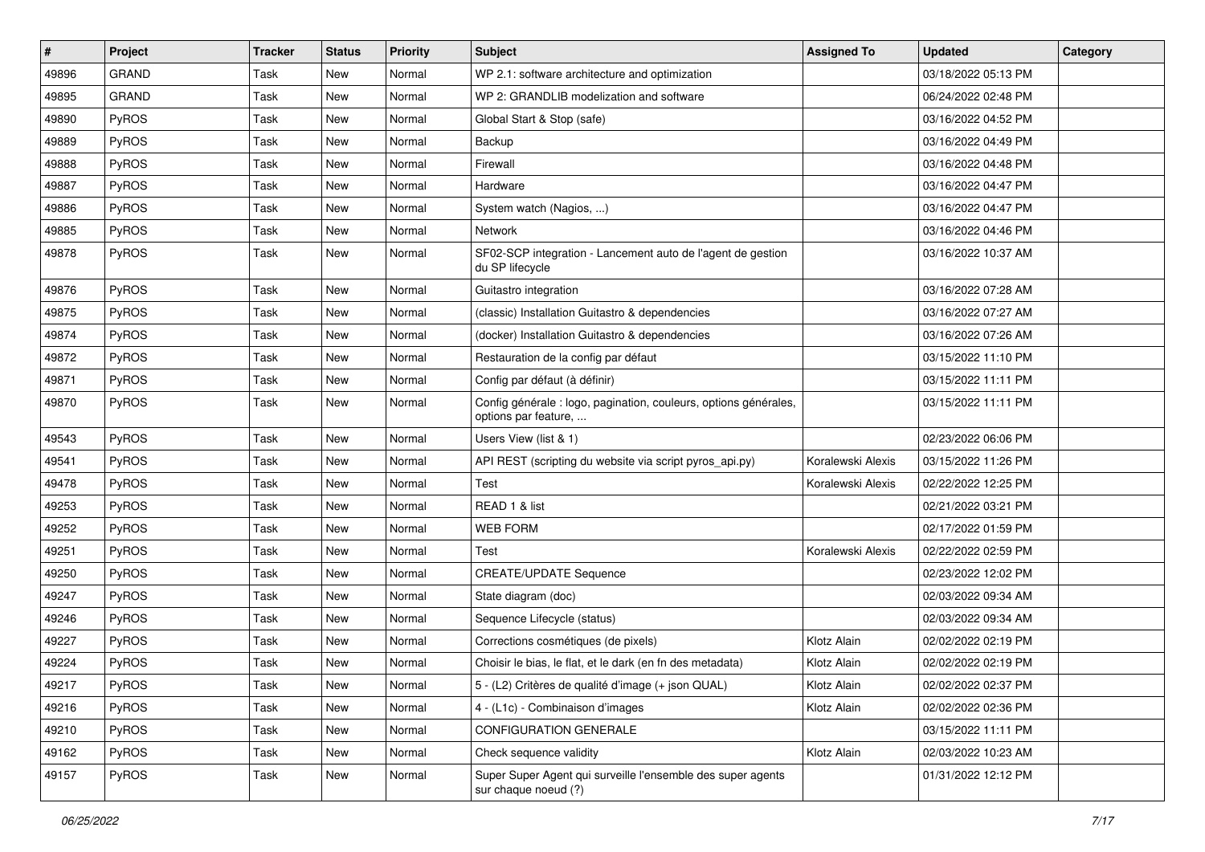| # | Project | Tracker | Status | Priority | Subject | Assigned To | Updated | Category |
|---|---|---|---|---|---|---|---|---|
| 49896 | GRAND | Task | New | Normal | WP 2.1: software architecture and optimization | | 03/18/2022 05:13 PM | |
| 49895 | GRAND | Task | New | Normal | WP 2: GRANDLIB modelization and software | | 06/24/2022 02:48 PM | |
| 49890 | PyROS | Task | New | Normal | Global Start & Stop (safe) | | 03/16/2022 04:52 PM | |
| 49889 | PyROS | Task | New | Normal | Backup | | 03/16/2022 04:49 PM | |
| 49888 | PyROS | Task | New | Normal | Firewall | | 03/16/2022 04:48 PM | |
| 49887 | PyROS | Task | New | Normal | Hardware | | 03/16/2022 04:47 PM | |
| 49886 | PyROS | Task | New | Normal | System watch (Nagios, ...) | | 03/16/2022 04:47 PM | |
| 49885 | PyROS | Task | New | Normal | Network | | 03/16/2022 04:46 PM | |
| 49878 | PyROS | Task | New | Normal | SF02-SCP integration - Lancement auto de l'agent de gestion du SP lifecycle | | 03/16/2022 10:37 AM | |
| 49876 | PyROS | Task | New | Normal | Guitastro integration | | 03/16/2022 07:28 AM | |
| 49875 | PyROS | Task | New | Normal | (classic) Installation Guitastro & dependencies | | 03/16/2022 07:27 AM | |
| 49874 | PyROS | Task | New | Normal | (docker) Installation Guitastro & dependencies | | 03/16/2022 07:26 AM | |
| 49872 | PyROS | Task | New | Normal | Restauration de la config par défaut | | 03/15/2022 11:10 PM | |
| 49871 | PyROS | Task | New | Normal | Config par défaut (à définir) | | 03/15/2022 11:11 PM | |
| 49870 | PyROS | Task | New | Normal | Config générale : logo, pagination, couleurs, options générales, options par feature, ... | | 03/15/2022 11:11 PM | |
| 49543 | PyROS | Task | New | Normal | Users View (list & 1) | | 02/23/2022 06:06 PM | |
| 49541 | PyROS | Task | New | Normal | API REST (scripting du website via script pyros_api.py) | Koralewski Alexis | 03/15/2022 11:26 PM | |
| 49478 | PyROS | Task | New | Normal | Test | Koralewski Alexis | 02/22/2022 12:25 PM | |
| 49253 | PyROS | Task | New | Normal | READ 1 & list | | 02/21/2022 03:21 PM | |
| 49252 | PyROS | Task | New | Normal | WEB FORM | | 02/17/2022 01:59 PM | |
| 49251 | PyROS | Task | New | Normal | Test | Koralewski Alexis | 02/22/2022 02:59 PM | |
| 49250 | PyROS | Task | New | Normal | CREATE/UPDATE Sequence | | 02/23/2022 12:02 PM | |
| 49247 | PyROS | Task | New | Normal | State diagram (doc) | | 02/03/2022 09:34 AM | |
| 49246 | PyROS | Task | New | Normal | Sequence Lifecycle (status) | | 02/03/2022 09:34 AM | |
| 49227 | PyROS | Task | New | Normal | Corrections cosmétiques (de pixels) | Klotz Alain | 02/02/2022 02:19 PM | |
| 49224 | PyROS | Task | New | Normal | Choisir le bias, le flat, et le dark (en fn des metadata) | Klotz Alain | 02/02/2022 02:19 PM | |
| 49217 | PyROS | Task | New | Normal | 5 - (L2) Critères de qualité d'image (+ json QUAL) | Klotz Alain | 02/02/2022 02:37 PM | |
| 49216 | PyROS | Task | New | Normal | 4 - (L1c) - Combinaison d'images | Klotz Alain | 02/02/2022 02:36 PM | |
| 49210 | PyROS | Task | New | Normal | CONFIGURATION GENERALE | | 03/15/2022 11:11 PM | |
| 49162 | PyROS | Task | New | Normal | Check sequence validity | Klotz Alain | 02/03/2022 10:23 AM | |
| 49157 | PyROS | Task | New | Normal | Super Super Agent qui surveille l'ensemble des super agents sur chaque noeud (?) | | 01/31/2022 12:12 PM | |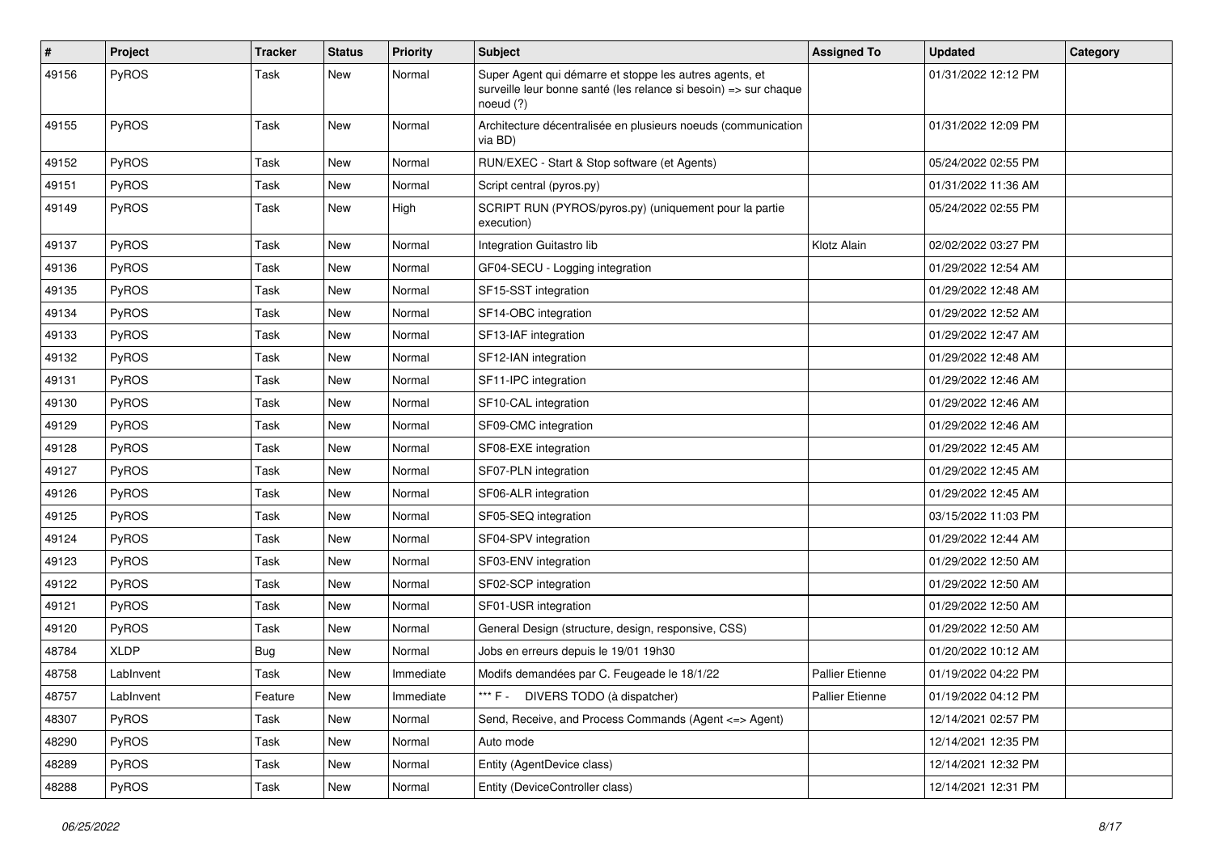| # | Project | Tracker | Status | Priority | Subject | Assigned To | Updated | Category |
|---|---|---|---|---|---|---|---|---|
| 49156 | PyROS | Task | New | Normal | Super Agent qui démarre et stoppe les autres agents, et surveille leur bonne santé (les relance si besoin) => sur chaque noeud (?) | | 01/31/2022 12:12 PM | |
| 49155 | PyROS | Task | New | Normal | Architecture décentralisée en plusieurs noeuds (communication via BD) | | 01/31/2022 12:09 PM | |
| 49152 | PyROS | Task | New | Normal | RUN/EXEC - Start & Stop software (et Agents) | | 05/24/2022 02:55 PM | |
| 49151 | PyROS | Task | New | Normal | Script central (pyros.py) | | 01/31/2022 11:36 AM | |
| 49149 | PyROS | Task | New | High | SCRIPT RUN (PYROS/pyros.py) (uniquement pour la partie execution) | | 05/24/2022 02:55 PM | |
| 49137 | PyROS | Task | New | Normal | Integration Guitastro lib | Klotz Alain | 02/02/2022 03:27 PM | |
| 49136 | PyROS | Task | New | Normal | GF04-SECU - Logging integration | | 01/29/2022 12:54 AM | |
| 49135 | PyROS | Task | New | Normal | SF15-SST integration | | 01/29/2022 12:48 AM | |
| 49134 | PyROS | Task | New | Normal | SF14-OBC integration | | 01/29/2022 12:52 AM | |
| 49133 | PyROS | Task | New | Normal | SF13-IAF integration | | 01/29/2022 12:47 AM | |
| 49132 | PyROS | Task | New | Normal | SF12-IAN integration | | 01/29/2022 12:48 AM | |
| 49131 | PyROS | Task | New | Normal | SF11-IPC integration | | 01/29/2022 12:46 AM | |
| 49130 | PyROS | Task | New | Normal | SF10-CAL integration | | 01/29/2022 12:46 AM | |
| 49129 | PyROS | Task | New | Normal | SF09-CMC integration | | 01/29/2022 12:46 AM | |
| 49128 | PyROS | Task | New | Normal | SF08-EXE integration | | 01/29/2022 12:45 AM | |
| 49127 | PyROS | Task | New | Normal | SF07-PLN integration | | 01/29/2022 12:45 AM | |
| 49126 | PyROS | Task | New | Normal | SF06-ALR integration | | 01/29/2022 12:45 AM | |
| 49125 | PyROS | Task | New | Normal | SF05-SEQ integration | | 03/15/2022 11:03 PM | |
| 49124 | PyROS | Task | New | Normal | SF04-SPV integration | | 01/29/2022 12:44 AM | |
| 49123 | PyROS | Task | New | Normal | SF03-ENV integration | | 01/29/2022 12:50 AM | |
| 49122 | PyROS | Task | New | Normal | SF02-SCP integration | | 01/29/2022 12:50 AM | |
| 49121 | PyROS | Task | New | Normal | SF01-USR integration | | 01/29/2022 12:50 AM | |
| 49120 | PyROS | Task | New | Normal | General Design (structure, design, responsive, CSS) | | 01/29/2022 12:50 AM | |
| 48784 | XLDP | Bug | New | Normal | Jobs en erreurs depuis le 19/01 19h30 | | 01/20/2022 10:12 AM | |
| 48758 | LabInvent | Task | New | Immediate | Modifs demandées par C. Feugeade le 18/1/22 | Pallier Etienne | 01/19/2022 04:22 PM | |
| 48757 | LabInvent | Feature | New | Immediate | *** F - DIVERS TODO (à dispatcher) | Pallier Etienne | 01/19/2022 04:12 PM | |
| 48307 | PyROS | Task | New | Normal | Send, Receive, and Process Commands (Agent <=> Agent) | | 12/14/2021 02:57 PM | |
| 48290 | PyROS | Task | New | Normal | Auto mode | | 12/14/2021 12:35 PM | |
| 48289 | PyROS | Task | New | Normal | Entity (AgentDevice class) | | 12/14/2021 12:32 PM | |
| 48288 | PyROS | Task | New | Normal | Entity (DeviceController class) | | 12/14/2021 12:31 PM | |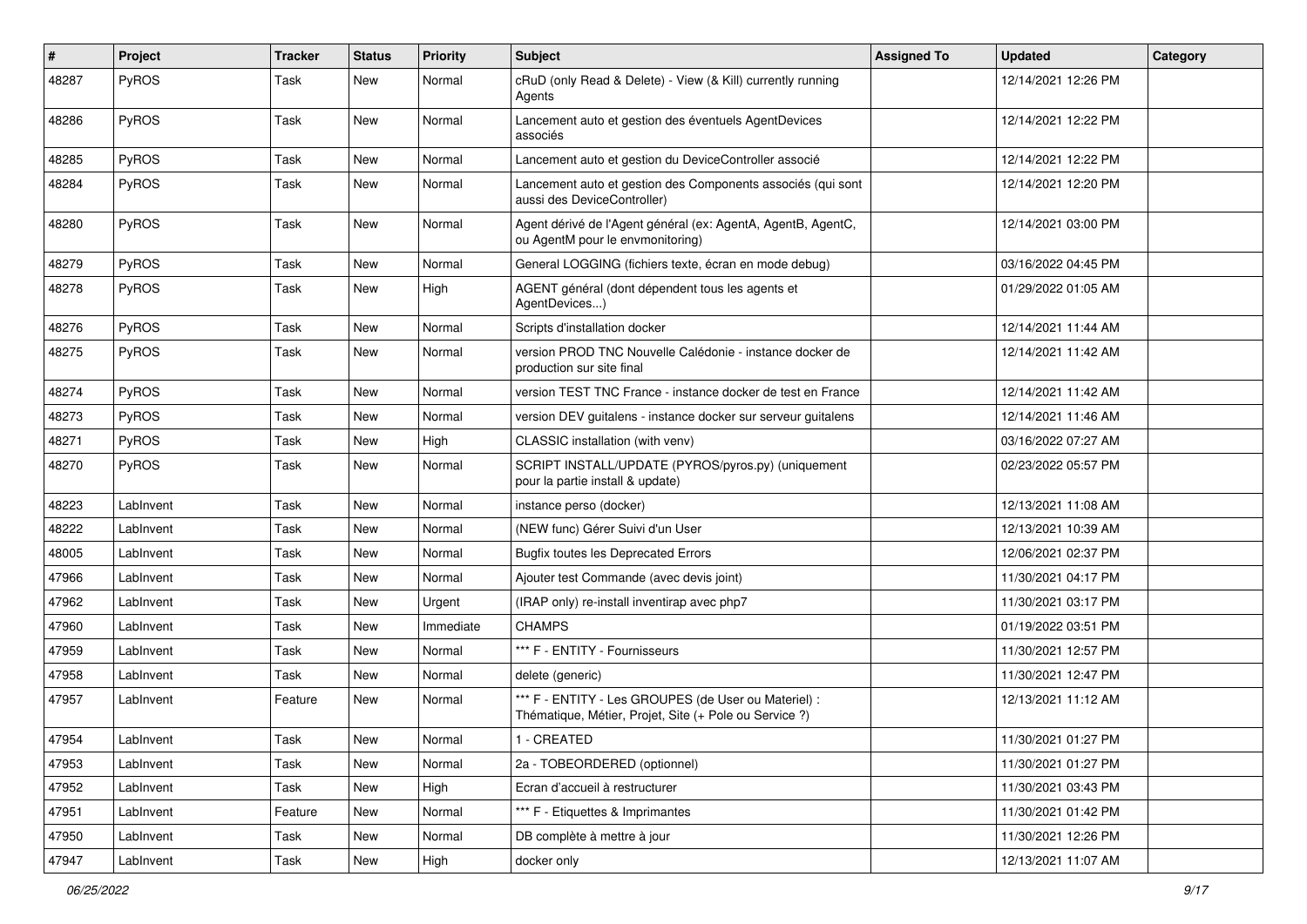| # | Project | Tracker | Status | Priority | Subject | Assigned To | Updated | Category |
|---|---|---|---|---|---|---|---|---|
| 48287 | PyROS | Task | New | Normal | cRuD (only Read & Delete) - View (& Kill) currently running Agents | | 12/14/2021 12:26 PM | |
| 48286 | PyROS | Task | New | Normal | Lancement auto et gestion des éventuels AgentDevices associés | | 12/14/2021 12:22 PM | |
| 48285 | PyROS | Task | New | Normal | Lancement auto et gestion du DeviceController associé | | 12/14/2021 12:22 PM | |
| 48284 | PyROS | Task | New | Normal | Lancement auto et gestion des Components associés (qui sont aussi des DeviceController) | | 12/14/2021 12:20 PM | |
| 48280 | PyROS | Task | New | Normal | Agent dérivé de l'Agent général (ex: AgentA, AgentB, AgentC, ou AgentM pour le envmonitoring) | | 12/14/2021 03:00 PM | |
| 48279 | PyROS | Task | New | Normal | General LOGGING (fichiers texte, écran en mode debug) | | 03/16/2022 04:45 PM | |
| 48278 | PyROS | Task | New | High | AGENT général (dont dépendent tous les agents et AgentDevices...) | | 01/29/2022 01:05 AM | |
| 48276 | PyROS | Task | New | Normal | Scripts d'installation docker | | 12/14/2021 11:44 AM | |
| 48275 | PyROS | Task | New | Normal | version PROD TNC Nouvelle Calédonie - instance docker de production sur site final | | 12/14/2021 11:42 AM | |
| 48274 | PyROS | Task | New | Normal | version TEST TNC France - instance docker de test en France | | 12/14/2021 11:42 AM | |
| 48273 | PyROS | Task | New | Normal | version DEV guitalens - instance docker sur serveur guitalens | | 12/14/2021 11:46 AM | |
| 48271 | PyROS | Task | New | High | CLASSIC installation (with venv) | | 03/16/2022 07:27 AM | |
| 48270 | PyROS | Task | New | Normal | SCRIPT INSTALL/UPDATE (PYROS/pyros.py) (uniquement pour la partie install & update) | | 02/23/2022 05:57 PM | |
| 48223 | LabInvent | Task | New | Normal | instance perso (docker) | | 12/13/2021 11:08 AM | |
| 48222 | LabInvent | Task | New | Normal | (NEW func) Gérer Suivi d'un User | | 12/13/2021 10:39 AM | |
| 48005 | LabInvent | Task | New | Normal | Bugfix toutes les Deprecated Errors | | 12/06/2021 02:37 PM | |
| 47966 | LabInvent | Task | New | Normal | Ajouter test Commande (avec devis joint) | | 11/30/2021 04:17 PM | |
| 47962 | LabInvent | Task | New | Urgent | (IRAP only) re-install inventirap avec php7 | | 11/30/2021 03:17 PM | |
| 47960 | LabInvent | Task | New | Immediate | CHAMPS | | 01/19/2022 03:51 PM | |
| 47959 | LabInvent | Task | New | Normal | *** F - ENTITY - Fournisseurs | | 11/30/2021 12:57 PM | |
| 47958 | LabInvent | Task | New | Normal | delete (generic) | | 11/30/2021 12:47 PM | |
| 47957 | LabInvent | Feature | New | Normal | *** F - ENTITY - Les GROUPES (de User ou Materiel) : Thématique, Métier, Projet, Site (+ Pole ou Service ?) | | 12/13/2021 11:12 AM | |
| 47954 | LabInvent | Task | New | Normal | 1 - CREATED | | 11/30/2021 01:27 PM | |
| 47953 | LabInvent | Task | New | Normal | 2a - TOBEORDERED (optionnel) | | 11/30/2021 01:27 PM | |
| 47952 | LabInvent | Task | New | High | Ecran d'accueil à restructurer | | 11/30/2021 03:43 PM | |
| 47951 | LabInvent | Feature | New | Normal | *** F - Etiquettes & Imprimantes | | 11/30/2021 01:42 PM | |
| 47950 | LabInvent | Task | New | Normal | DB complète à mettre à jour | | 11/30/2021 12:26 PM | |
| 47947 | LabInvent | Task | New | High | docker only | | 12/13/2021 11:07 AM | |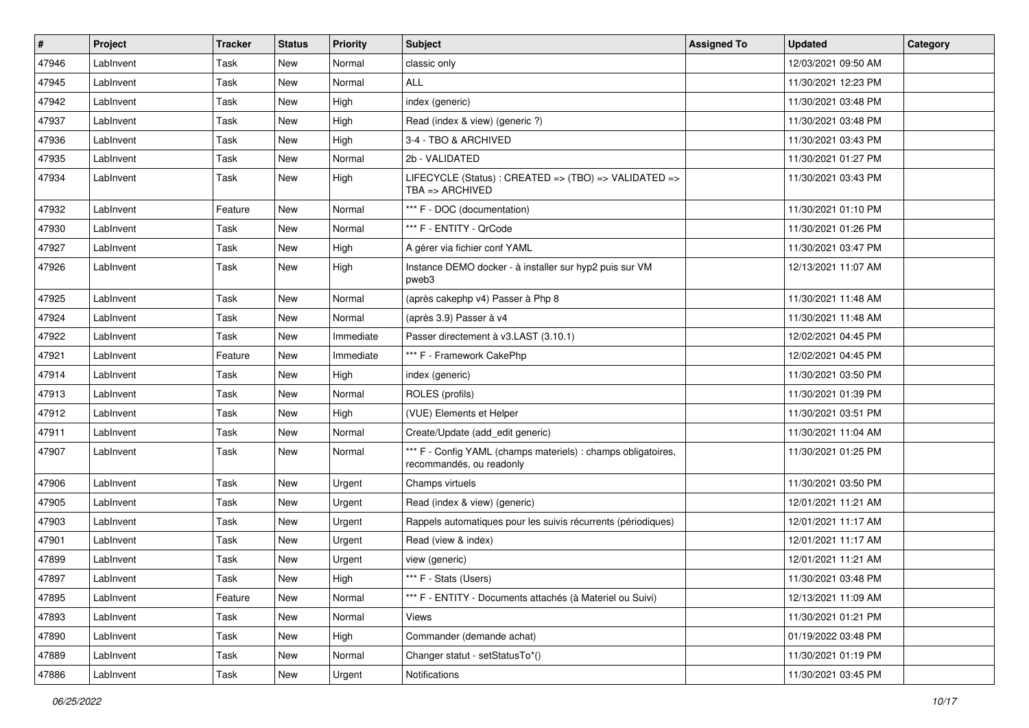| # | Project | Tracker | Status | Priority | Subject | Assigned To | Updated | Category |
|---|---|---|---|---|---|---|---|---|
| 47946 | LabInvent | Task | New | Normal | classic only | | 12/03/2021 09:50 AM | |
| 47945 | LabInvent | Task | New | Normal | ALL | | 11/30/2021 12:23 PM | |
| 47942 | LabInvent | Task | New | High | index (generic) | | 11/30/2021 03:48 PM | |
| 47937 | LabInvent | Task | New | High | Read (index & view) (generic ?) | | 11/30/2021 03:48 PM | |
| 47936 | LabInvent | Task | New | High | 3-4 - TBO & ARCHIVED | | 11/30/2021 03:43 PM | |
| 47935 | LabInvent | Task | New | Normal | 2b - VALIDATED | | 11/30/2021 01:27 PM | |
| 47934 | LabInvent | Task | New | High | LIFECYCLE (Status) : CREATED => (TBO) => VALIDATED => TBA => ARCHIVED | | 11/30/2021 03:43 PM | |
| 47932 | LabInvent | Feature | New | Normal | *** F - DOC (documentation) | | 11/30/2021 01:10 PM | |
| 47930 | LabInvent | Task | New | Normal | *** F - ENTITY - QrCode | | 11/30/2021 01:26 PM | |
| 47927 | LabInvent | Task | New | High | A gérer via fichier conf YAML | | 11/30/2021 03:47 PM | |
| 47926 | LabInvent | Task | New | High | Instance DEMO docker - à installer sur hyp2 puis sur VM pweb3 | | 12/13/2021 11:07 AM | |
| 47925 | LabInvent | Task | New | Normal | (après cakephp v4) Passer à Php 8 | | 11/30/2021 11:48 AM | |
| 47924 | LabInvent | Task | New | Normal | (après 3.9) Passer à v4 | | 11/30/2021 11:48 AM | |
| 47922 | LabInvent | Task | New | Immediate | Passer directement à v3.LAST (3.10.1) | | 12/02/2021 04:45 PM | |
| 47921 | LabInvent | Feature | New | Immediate | *** F - Framework CakePhp | | 12/02/2021 04:45 PM | |
| 47914 | LabInvent | Task | New | High | index (generic) | | 11/30/2021 03:50 PM | |
| 47913 | LabInvent | Task | New | Normal | ROLES (profils) | | 11/30/2021 01:39 PM | |
| 47912 | LabInvent | Task | New | High | (VUE) Elements et Helper | | 11/30/2021 03:51 PM | |
| 47911 | LabInvent | Task | New | Normal | Create/Update (add_edit generic) | | 11/30/2021 11:04 AM | |
| 47907 | LabInvent | Task | New | Normal | *** F - Config YAML (champs materiels) : champs obligatoires, recommandés, ou readonly | | 11/30/2021 01:25 PM | |
| 47906 | LabInvent | Task | New | Urgent | Champs virtuels | | 11/30/2021 03:50 PM | |
| 47905 | LabInvent | Task | New | Urgent | Read (index & view) (generic) | | 12/01/2021 11:21 AM | |
| 47903 | LabInvent | Task | New | Urgent | Rappels automatiques pour les suivis récurrents (périodiques) | | 12/01/2021 11:17 AM | |
| 47901 | LabInvent | Task | New | Urgent | Read (view & index) | | 12/01/2021 11:17 AM | |
| 47899 | LabInvent | Task | New | Urgent | view (generic) | | 12/01/2021 11:21 AM | |
| 47897 | LabInvent | Task | New | High | *** F - Stats (Users) | | 11/30/2021 03:48 PM | |
| 47895 | LabInvent | Feature | New | Normal | *** F - ENTITY - Documents attachés (à Materiel ou Suivi) | | 12/13/2021 11:09 AM | |
| 47893 | LabInvent | Task | New | Normal | Views | | 11/30/2021 01:21 PM | |
| 47890 | LabInvent | Task | New | High | Commander (demande achat) | | 01/19/2022 03:48 PM | |
| 47889 | LabInvent | Task | New | Normal | Changer statut - setStatusTo*() | | 11/30/2021 01:19 PM | |
| 47886 | LabInvent | Task | New | Urgent | Notifications | | 11/30/2021 03:45 PM | |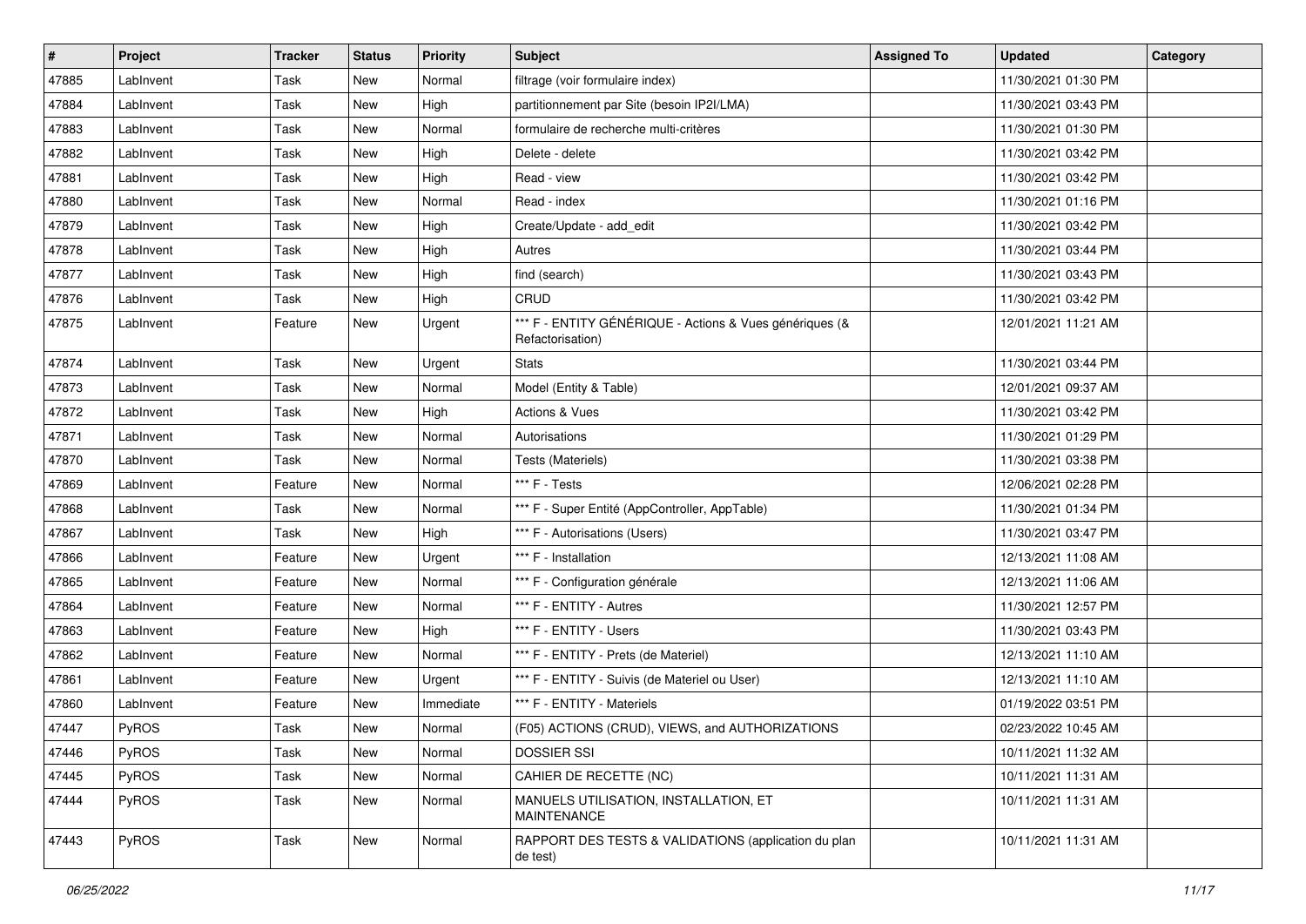| # | Project | Tracker | Status | Priority | Subject | Assigned To | Updated | Category |
|---|---|---|---|---|---|---|---|---|
| 47885 | LabInvent | Task | New | Normal | filtrage (voir formulaire index) | | 11/30/2021 01:30 PM | |
| 47884 | LabInvent | Task | New | High | partitionnement par Site (besoin IP2I/LMA) | | 11/30/2021 03:43 PM | |
| 47883 | LabInvent | Task | New | Normal | formulaire de recherche multi-critères | | 11/30/2021 01:30 PM | |
| 47882 | LabInvent | Task | New | High | Delete - delete | | 11/30/2021 03:42 PM | |
| 47881 | LabInvent | Task | New | High | Read - view | | 11/30/2021 03:42 PM | |
| 47880 | LabInvent | Task | New | Normal | Read - index | | 11/30/2021 01:16 PM | |
| 47879 | LabInvent | Task | New | High | Create/Update - add_edit | | 11/30/2021 03:42 PM | |
| 47878 | LabInvent | Task | New | High | Autres | | 11/30/2021 03:44 PM | |
| 47877 | LabInvent | Task | New | High | find (search) | | 11/30/2021 03:43 PM | |
| 47876 | LabInvent | Task | New | High | CRUD | | 11/30/2021 03:42 PM | |
| 47875 | LabInvent | Feature | New | Urgent | *** F - ENTITY GÉNÉRIQUE - Actions & Vues génériques (& Refactorisation) | | 12/01/2021 11:21 AM | |
| 47874 | LabInvent | Task | New | Urgent | Stats | | 11/30/2021 03:44 PM | |
| 47873 | LabInvent | Task | New | Normal | Model (Entity & Table) | | 12/01/2021 09:37 AM | |
| 47872 | LabInvent | Task | New | High | Actions & Vues | | 11/30/2021 03:42 PM | |
| 47871 | LabInvent | Task | New | Normal | Autorisations | | 11/30/2021 01:29 PM | |
| 47870 | LabInvent | Task | New | Normal | Tests (Materiels) | | 11/30/2021 03:38 PM | |
| 47869 | LabInvent | Feature | New | Normal | *** F - Tests | | 12/06/2021 02:28 PM | |
| 47868 | LabInvent | Task | New | Normal | *** F - Super Entité (AppController, AppTable) | | 11/30/2021 01:34 PM | |
| 47867 | LabInvent | Task | New | High | *** F - Autorisations (Users) | | 11/30/2021 03:47 PM | |
| 47866 | LabInvent | Feature | New | Urgent | *** F - Installation | | 12/13/2021 11:08 AM | |
| 47865 | LabInvent | Feature | New | Normal | *** F - Configuration générale | | 12/13/2021 11:06 AM | |
| 47864 | LabInvent | Feature | New | Normal | *** F - ENTITY - Autres | | 11/30/2021 12:57 PM | |
| 47863 | LabInvent | Feature | New | High | *** F - ENTITY - Users | | 11/30/2021 03:43 PM | |
| 47862 | LabInvent | Feature | New | Normal | *** F - ENTITY - Prets (de Materiel) | | 12/13/2021 11:10 AM | |
| 47861 | LabInvent | Feature | New | Urgent | *** F - ENTITY - Suivis (de Materiel ou User) | | 12/13/2021 11:10 AM | |
| 47860 | LabInvent | Feature | New | Immediate | *** F - ENTITY - Materiels | | 01/19/2022 03:51 PM | |
| 47447 | PyROS | Task | New | Normal | (F05) ACTIONS (CRUD), VIEWS, and AUTHORIZATIONS | | 02/23/2022 10:45 AM | |
| 47446 | PyROS | Task | New | Normal | DOSSIER SSI | | 10/11/2021 11:32 AM | |
| 47445 | PyROS | Task | New | Normal | CAHIER DE RECETTE (NC) | | 10/11/2021 11:31 AM | |
| 47444 | PyROS | Task | New | Normal | MANUELS UTILISATION, INSTALLATION, ET MAINTENANCE | | 10/11/2021 11:31 AM | |
| 47443 | PyROS | Task | New | Normal | RAPPORT DES TESTS & VALIDATIONS (application du plan de test) | | 10/11/2021 11:31 AM | |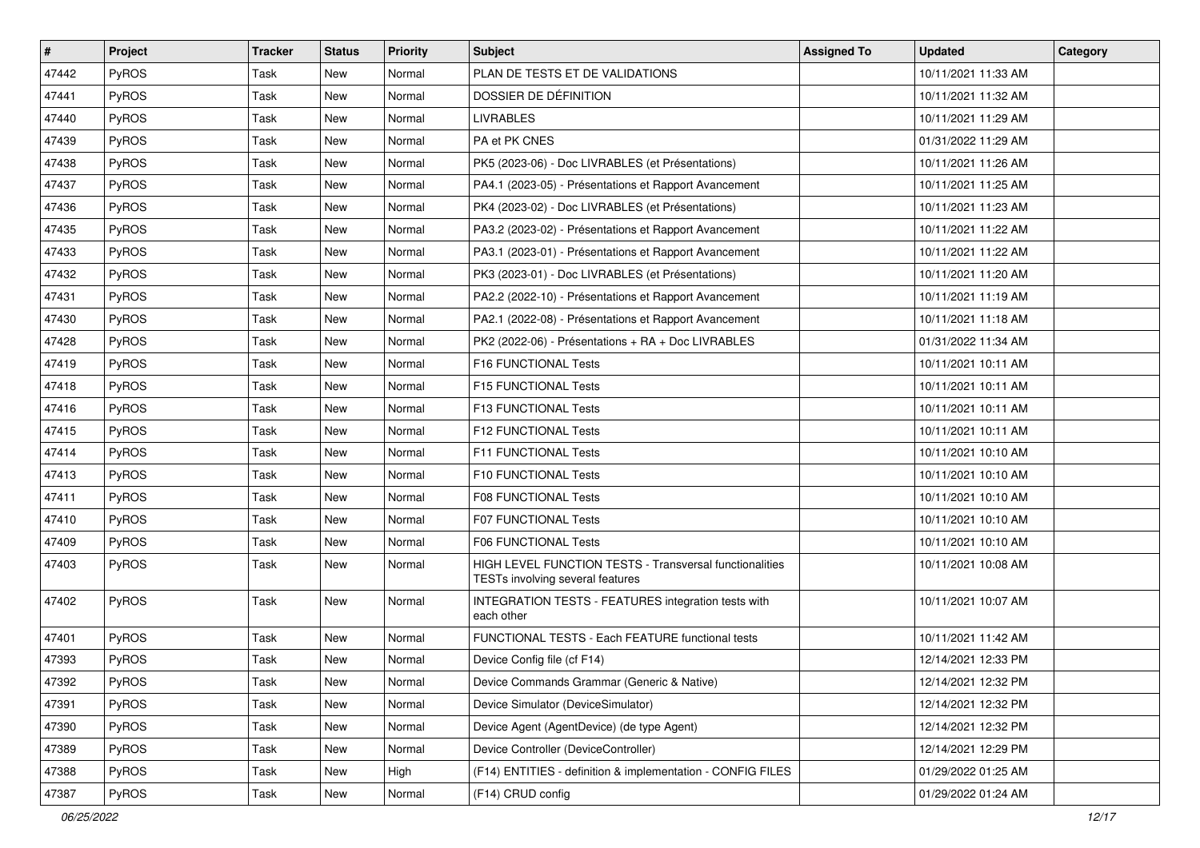| # | Project | Tracker | Status | Priority | Subject | Assigned To | Updated | Category |
|---|---|---|---|---|---|---|---|---|
| 47442 | PyROS | Task | New | Normal | PLAN DE TESTS ET DE VALIDATIONS | | 10/11/2021 11:33 AM | |
| 47441 | PyROS | Task | New | Normal | DOSSIER DE DÉFINITION | | 10/11/2021 11:32 AM | |
| 47440 | PyROS | Task | New | Normal | LIVRABLES | | 10/11/2021 11:29 AM | |
| 47439 | PyROS | Task | New | Normal | PA et PK CNES | | 01/31/2022 11:29 AM | |
| 47438 | PyROS | Task | New | Normal | PK5 (2023-06) - Doc LIVRABLES (et Présentations) | | 10/11/2021 11:26 AM | |
| 47437 | PyROS | Task | New | Normal | PA4.1 (2023-05) - Présentations et Rapport Avancement | | 10/11/2021 11:25 AM | |
| 47436 | PyROS | Task | New | Normal | PK4 (2023-02) - Doc LIVRABLES (et Présentations) | | 10/11/2021 11:23 AM | |
| 47435 | PyROS | Task | New | Normal | PA3.2 (2023-02) - Présentations et Rapport Avancement | | 10/11/2021 11:22 AM | |
| 47433 | PyROS | Task | New | Normal | PA3.1 (2023-01) - Présentations et Rapport Avancement | | 10/11/2021 11:22 AM | |
| 47432 | PyROS | Task | New | Normal | PK3 (2023-01) - Doc LIVRABLES (et Présentations) | | 10/11/2021 11:20 AM | |
| 47431 | PyROS | Task | New | Normal | PA2.2 (2022-10) - Présentations et Rapport Avancement | | 10/11/2021 11:19 AM | |
| 47430 | PyROS | Task | New | Normal | PA2.1 (2022-08) - Présentations et Rapport Avancement | | 10/11/2021 11:18 AM | |
| 47428 | PyROS | Task | New | Normal | PK2 (2022-06) - Présentations + RA + Doc LIVRABLES | | 01/31/2022 11:34 AM | |
| 47419 | PyROS | Task | New | Normal | F16 FUNCTIONAL Tests | | 10/11/2021 10:11 AM | |
| 47418 | PyROS | Task | New | Normal | F15 FUNCTIONAL Tests | | 10/11/2021 10:11 AM | |
| 47416 | PyROS | Task | New | Normal | F13 FUNCTIONAL Tests | | 10/11/2021 10:11 AM | |
| 47415 | PyROS | Task | New | Normal | F12 FUNCTIONAL Tests | | 10/11/2021 10:11 AM | |
| 47414 | PyROS | Task | New | Normal | F11 FUNCTIONAL Tests | | 10/11/2021 10:10 AM | |
| 47413 | PyROS | Task | New | Normal | F10 FUNCTIONAL Tests | | 10/11/2021 10:10 AM | |
| 47411 | PyROS | Task | New | Normal | F08 FUNCTIONAL Tests | | 10/11/2021 10:10 AM | |
| 47410 | PyROS | Task | New | Normal | F07 FUNCTIONAL Tests | | 10/11/2021 10:10 AM | |
| 47409 | PyROS | Task | New | Normal | F06 FUNCTIONAL Tests | | 10/11/2021 10:10 AM | |
| 47403 | PyROS | Task | New | Normal | HIGH LEVEL FUNCTION TESTS - Transversal functionalities TESTs involving several features | | 10/11/2021 10:08 AM | |
| 47402 | PyROS | Task | New | Normal | INTEGRATION TESTS - FEATURES integration tests with each other | | 10/11/2021 10:07 AM | |
| 47401 | PyROS | Task | New | Normal | FUNCTIONAL TESTS - Each FEATURE functional tests | | 10/11/2021 11:42 AM | |
| 47393 | PyROS | Task | New | Normal | Device Config file (cf F14) | | 12/14/2021 12:33 PM | |
| 47392 | PyROS | Task | New | Normal | Device Commands Grammar (Generic & Native) | | 12/14/2021 12:32 PM | |
| 47391 | PyROS | Task | New | Normal | Device Simulator (DeviceSimulator) | | 12/14/2021 12:32 PM | |
| 47390 | PyROS | Task | New | Normal | Device Agent (AgentDevice) (de type Agent) | | 12/14/2021 12:32 PM | |
| 47389 | PyROS | Task | New | Normal | Device Controller (DeviceController) | | 12/14/2021 12:29 PM | |
| 47388 | PyROS | Task | New | High | (F14) ENTITIES - definition & implementation - CONFIG FILES | | 01/29/2022 01:25 AM | |
| 47387 | PyROS | Task | New | Normal | (F14) CRUD config | | 01/29/2022 01:24 AM | |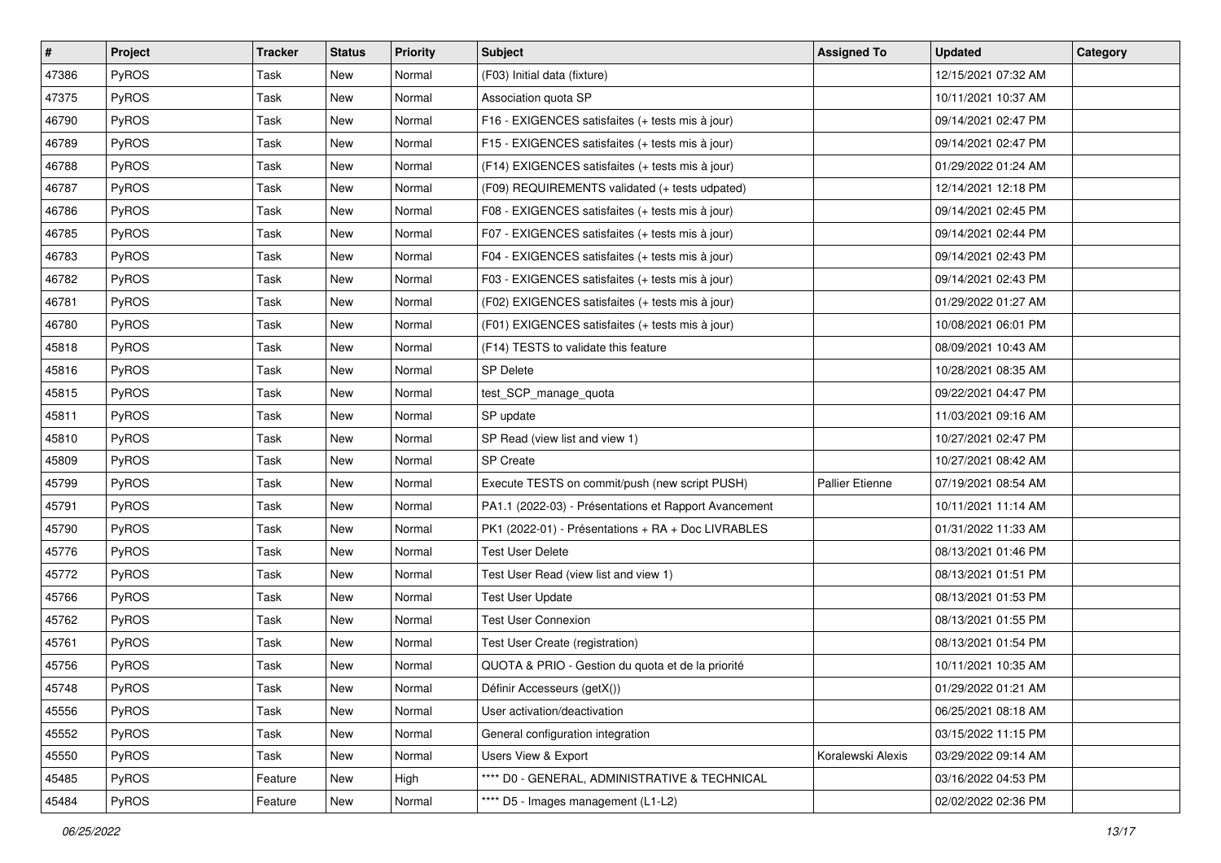| # | Project | Tracker | Status | Priority | Subject | Assigned To | Updated | Category |
|---|---|---|---|---|---|---|---|---|
| 47386 | PyROS | Task | New | Normal | (F03) Initial data (fixture) | | 12/15/2021 07:32 AM | |
| 47375 | PyROS | Task | New | Normal | Association quota SP | | 10/11/2021 10:37 AM | |
| 46790 | PyROS | Task | New | Normal | F16 - EXIGENCES satisfaites (+ tests mis à jour) | | 09/14/2021 02:47 PM | |
| 46789 | PyROS | Task | New | Normal | F15 - EXIGENCES satisfaites (+ tests mis à jour) | | 09/14/2021 02:47 PM | |
| 46788 | PyROS | Task | New | Normal | (F14) EXIGENCES satisfaites (+ tests mis à jour) | | 01/29/2022 01:24 AM | |
| 46787 | PyROS | Task | New | Normal | (F09) REQUIREMENTS validated (+ tests udpated) | | 12/14/2021 12:18 PM | |
| 46786 | PyROS | Task | New | Normal | F08 - EXIGENCES satisfaites (+ tests mis à jour) | | 09/14/2021 02:45 PM | |
| 46785 | PyROS | Task | New | Normal | F07 - EXIGENCES satisfaites (+ tests mis à jour) | | 09/14/2021 02:44 PM | |
| 46783 | PyROS | Task | New | Normal | F04 - EXIGENCES satisfaites (+ tests mis à jour) | | 09/14/2021 02:43 PM | |
| 46782 | PyROS | Task | New | Normal | F03 - EXIGENCES satisfaites (+ tests mis à jour) | | 09/14/2021 02:43 PM | |
| 46781 | PyROS | Task | New | Normal | (F02) EXIGENCES satisfaites (+ tests mis à jour) | | 01/29/2022 01:27 AM | |
| 46780 | PyROS | Task | New | Normal | (F01) EXIGENCES satisfaites (+ tests mis à jour) | | 10/08/2021 06:01 PM | |
| 45818 | PyROS | Task | New | Normal | (F14) TESTS to validate this feature | | 08/09/2021 10:43 AM | |
| 45816 | PyROS | Task | New | Normal | SP Delete | | 10/28/2021 08:35 AM | |
| 45815 | PyROS | Task | New | Normal | test_SCP_manage_quota | | 09/22/2021 04:47 PM | |
| 45811 | PyROS | Task | New | Normal | SP update | | 11/03/2021 09:16 AM | |
| 45810 | PyROS | Task | New | Normal | SP Read (view list and view 1) | | 10/27/2021 02:47 PM | |
| 45809 | PyROS | Task | New | Normal | SP Create | | 10/27/2021 08:42 AM | |
| 45799 | PyROS | Task | New | Normal | Execute TESTS on commit/push (new script PUSH) | Pallier Etienne | 07/19/2021 08:54 AM | |
| 45791 | PyROS | Task | New | Normal | PA1.1 (2022-03) - Présentations et Rapport Avancement | | 10/11/2021 11:14 AM | |
| 45790 | PyROS | Task | New | Normal | PK1 (2022-01) - Présentations + RA + Doc LIVRABLES | | 01/31/2022 11:33 AM | |
| 45776 | PyROS | Task | New | Normal | Test User Delete | | 08/13/2021 01:46 PM | |
| 45772 | PyROS | Task | New | Normal | Test User Read (view list and view 1) | | 08/13/2021 01:51 PM | |
| 45766 | PyROS | Task | New | Normal | Test User Update | | 08/13/2021 01:53 PM | |
| 45762 | PyROS | Task | New | Normal | Test User Connexion | | 08/13/2021 01:55 PM | |
| 45761 | PyROS | Task | New | Normal | Test User Create (registration) | | 08/13/2021 01:54 PM | |
| 45756 | PyROS | Task | New | Normal | QUOTA & PRIO - Gestion du quota et de la priorité | | 10/11/2021 10:35 AM | |
| 45748 | PyROS | Task | New | Normal | Définir Accesseurs (getX()) | | 01/29/2022 01:21 AM | |
| 45556 | PyROS | Task | New | Normal | User activation/deactivation | | 06/25/2021 08:18 AM | |
| 45552 | PyROS | Task | New | Normal | General configuration integration | | 03/15/2022 11:15 PM | |
| 45550 | PyROS | Task | New | Normal | Users View & Export | Koralewski Alexis | 03/29/2022 09:14 AM | |
| 45485 | PyROS | Feature | New | High | **** D0 - GENERAL, ADMINISTRATIVE & TECHNICAL | | 03/16/2022 04:53 PM | |
| 45484 | PyROS | Feature | New | Normal | **** D5 - Images management (L1-L2) | | 02/02/2022 02:36 PM | |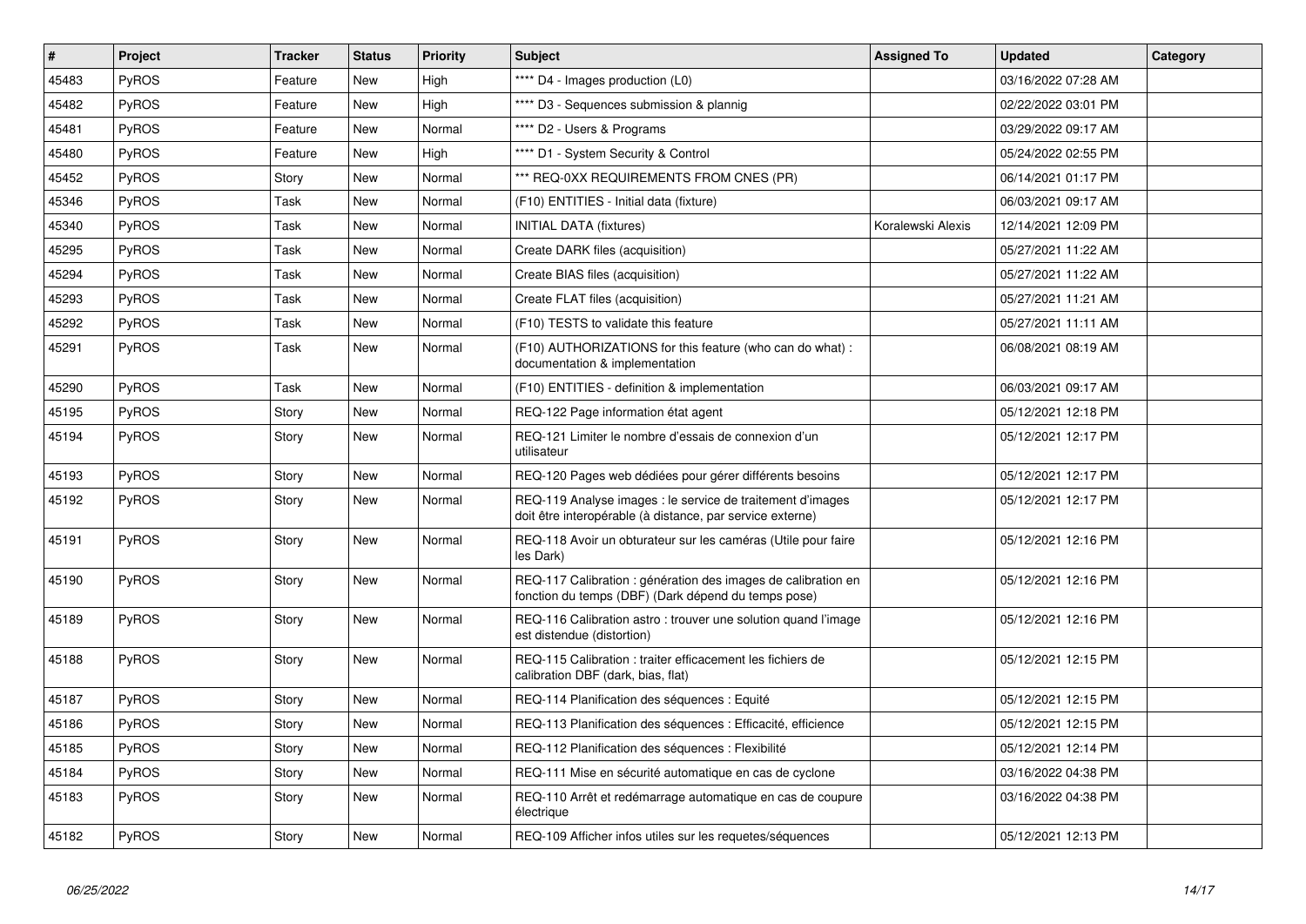| # | Project | Tracker | Status | Priority | Subject | Assigned To | Updated | Category |
|---|---|---|---|---|---|---|---|---|
| 45483 | PyROS | Feature | New | High | **** D4 - Images production (L0) | | 03/16/2022 07:28 AM | |
| 45482 | PyROS | Feature | New | High | **** D3 - Sequences submission & plannig | | 02/22/2022 03:01 PM | |
| 45481 | PyROS | Feature | New | Normal | **** D2 - Users & Programs | | 03/29/2022 09:17 AM | |
| 45480 | PyROS | Feature | New | High | **** D1 - System Security & Control | | 05/24/2022 02:55 PM | |
| 45452 | PyROS | Story | New | Normal | *** REQ-0XX REQUIREMENTS FROM CNES (PR) | | 06/14/2021 01:17 PM | |
| 45346 | PyROS | Task | New | Normal | (F10) ENTITIES - Initial data (fixture) | | 06/03/2021 09:17 AM | |
| 45340 | PyROS | Task | New | Normal | INITIAL DATA (fixtures) | Koralewski Alexis | 12/14/2021 12:09 PM | |
| 45295 | PyROS | Task | New | Normal | Create DARK files (acquisition) | | 05/27/2021 11:22 AM | |
| 45294 | PyROS | Task | New | Normal | Create BIAS files (acquisition) | | 05/27/2021 11:22 AM | |
| 45293 | PyROS | Task | New | Normal | Create FLAT files (acquisition) | | 05/27/2021 11:21 AM | |
| 45292 | PyROS | Task | New | Normal | (F10) TESTS to validate this feature | | 05/27/2021 11:11 AM | |
| 45291 | PyROS | Task | New | Normal | (F10) AUTHORIZATIONS for this feature (who can do what) : documentation & implementation | | 06/08/2021 08:19 AM | |
| 45290 | PyROS | Task | New | Normal | (F10) ENTITIES - definition & implementation | | 06/03/2021 09:17 AM | |
| 45195 | PyROS | Story | New | Normal | REQ-122 Page information état agent | | 05/12/2021 12:18 PM | |
| 45194 | PyROS | Story | New | Normal | REQ-121 Limiter le nombre d'essais de connexion d'un utilisateur | | 05/12/2021 12:17 PM | |
| 45193 | PyROS | Story | New | Normal | REQ-120 Pages web dédiées pour gérer différents besoins | | 05/12/2021 12:17 PM | |
| 45192 | PyROS | Story | New | Normal | REQ-119 Analyse images : le service de traitement d'images doit être interopérable (à distance, par service externe) | | 05/12/2021 12:17 PM | |
| 45191 | PyROS | Story | New | Normal | REQ-118 Avoir un obturateur sur les caméras (Utile pour faire les Dark) | | 05/12/2021 12:16 PM | |
| 45190 | PyROS | Story | New | Normal | REQ-117 Calibration : génération des images de calibration en fonction du temps (DBF) (Dark dépend du temps pose) | | 05/12/2021 12:16 PM | |
| 45189 | PyROS | Story | New | Normal | REQ-116 Calibration astro : trouver une solution quand l'image est distendue (distortion) | | 05/12/2021 12:16 PM | |
| 45188 | PyROS | Story | New | Normal | REQ-115 Calibration : traiter efficacement les fichiers de calibration DBF (dark, bias, flat) | | 05/12/2021 12:15 PM | |
| 45187 | PyROS | Story | New | Normal | REQ-114 Planification des séquences : Equité | | 05/12/2021 12:15 PM | |
| 45186 | PyROS | Story | New | Normal | REQ-113 Planification des séquences : Efficacité, efficience | | 05/12/2021 12:15 PM | |
| 45185 | PyROS | Story | New | Normal | REQ-112 Planification des séquences : Flexibilité | | 05/12/2021 12:14 PM | |
| 45184 | PyROS | Story | New | Normal | REQ-111 Mise en sécurité automatique en cas de cyclone | | 03/16/2022 04:38 PM | |
| 45183 | PyROS | Story | New | Normal | REQ-110 Arrêt et redémarrage automatique en cas de coupure électrique | | 03/16/2022 04:38 PM | |
| 45182 | PyROS | Story | New | Normal | REQ-109 Afficher infos utiles sur les requetes/séquences | | 05/12/2021 12:13 PM | |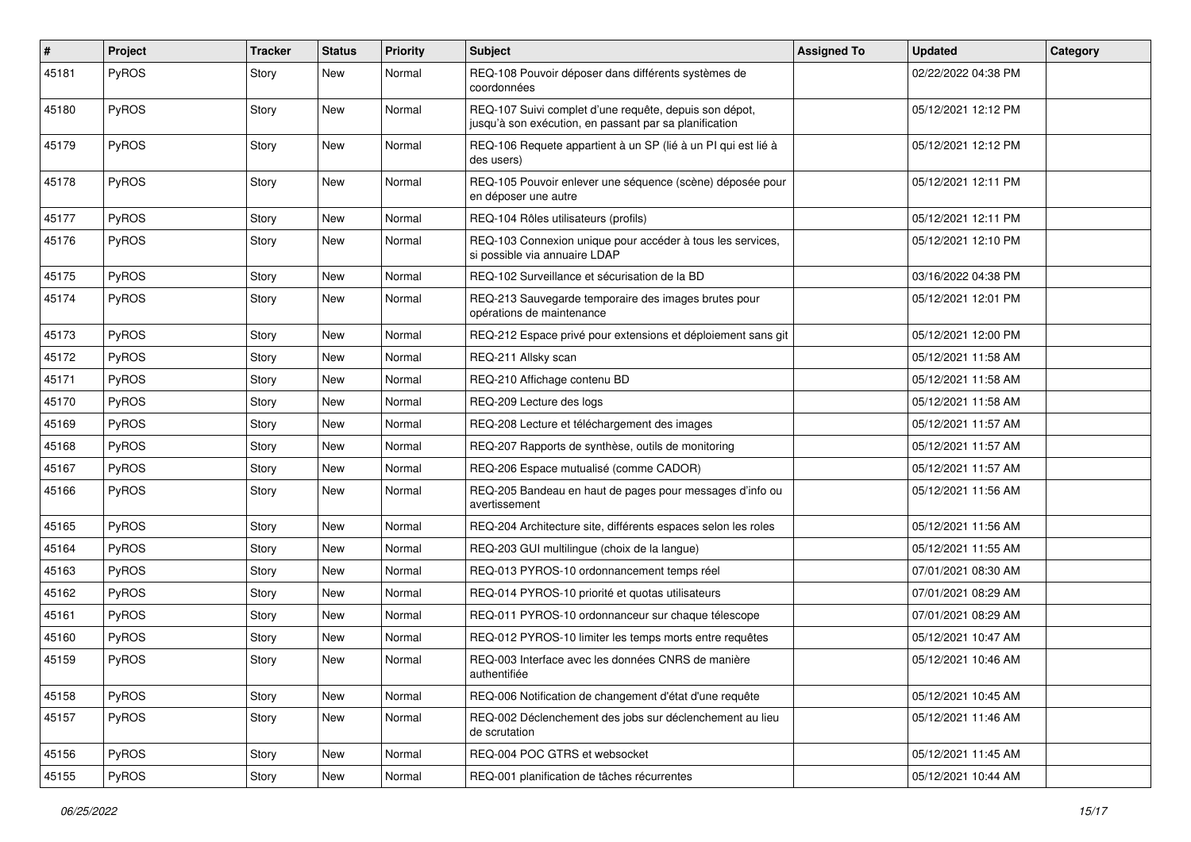| # | Project | Tracker | Status | Priority | Subject | Assigned To | Updated | Category |
|---|---|---|---|---|---|---|---|---|
| 45181 | PyROS | Story | New | Normal | REQ-108 Pouvoir déposer dans différents systèmes de coordonnées | | 02/22/2022 04:38 PM | |
| 45180 | PyROS | Story | New | Normal | REQ-107 Suivi complet d'une requête, depuis son dépot, jusqu'à son exécution, en passant par sa planification | | 05/12/2021 12:12 PM | |
| 45179 | PyROS | Story | New | Normal | REQ-106 Requete appartient à un SP (lié à un PI qui est lié à des users) | | 05/12/2021 12:12 PM | |
| 45178 | PyROS | Story | New | Normal | REQ-105 Pouvoir enlever une séquence (scène) déposée pour en déposer une autre | | 05/12/2021 12:11 PM | |
| 45177 | PyROS | Story | New | Normal | REQ-104 Rôles utilisateurs (profils) | | 05/12/2021 12:11 PM | |
| 45176 | PyROS | Story | New | Normal | REQ-103 Connexion unique pour accéder à tous les services, si possible via annuaire LDAP | | 05/12/2021 12:10 PM | |
| 45175 | PyROS | Story | New | Normal | REQ-102 Surveillance et sécurisation de la BD | | 03/16/2022 04:38 PM | |
| 45174 | PyROS | Story | New | Normal | REQ-213 Sauvegarde temporaire des images brutes pour opérations de maintenance | | 05/12/2021 12:01 PM | |
| 45173 | PyROS | Story | New | Normal | REQ-212 Espace privé pour extensions et déploiement sans git | | 05/12/2021 12:00 PM | |
| 45172 | PyROS | Story | New | Normal | REQ-211 Allsky scan | | 05/12/2021 11:58 AM | |
| 45171 | PyROS | Story | New | Normal | REQ-210 Affichage contenu BD | | 05/12/2021 11:58 AM | |
| 45170 | PyROS | Story | New | Normal | REQ-209 Lecture des logs | | 05/12/2021 11:58 AM | |
| 45169 | PyROS | Story | New | Normal | REQ-208 Lecture et téléchargement des images | | 05/12/2021 11:57 AM | |
| 45168 | PyROS | Story | New | Normal | REQ-207 Rapports de synthèse, outils de monitoring | | 05/12/2021 11:57 AM | |
| 45167 | PyROS | Story | New | Normal | REQ-206 Espace mutualisé (comme CADOR) | | 05/12/2021 11:57 AM | |
| 45166 | PyROS | Story | New | Normal | REQ-205 Bandeau en haut de pages pour messages d'info ou avertissement | | 05/12/2021 11:56 AM | |
| 45165 | PyROS | Story | New | Normal | REQ-204 Architecture site, différents espaces selon les roles | | 05/12/2021 11:56 AM | |
| 45164 | PyROS | Story | New | Normal | REQ-203 GUI multilingue (choix de la langue) | | 05/12/2021 11:55 AM | |
| 45163 | PyROS | Story | New | Normal | REQ-013 PYROS-10 ordonnancement temps réel | | 07/01/2021 08:30 AM | |
| 45162 | PyROS | Story | New | Normal | REQ-014 PYROS-10 priorité et quotas utilisateurs | | 07/01/2021 08:29 AM | |
| 45161 | PyROS | Story | New | Normal | REQ-011 PYROS-10 ordonnanceur sur chaque télescope | | 07/01/2021 08:29 AM | |
| 45160 | PyROS | Story | New | Normal | REQ-012 PYROS-10 limiter les temps morts entre requêtes | | 05/12/2021 10:47 AM | |
| 45159 | PyROS | Story | New | Normal | REQ-003 Interface avec les données CNRS de manière authentifiée | | 05/12/2021 10:46 AM | |
| 45158 | PyROS | Story | New | Normal | REQ-006 Notification de changement d'état d'une requête | | 05/12/2021 10:45 AM | |
| 45157 | PyROS | Story | New | Normal | REQ-002 Déclenchement des jobs sur déclenchement au lieu de scrutation | | 05/12/2021 11:46 AM | |
| 45156 | PyROS | Story | New | Normal | REQ-004 POC GTRS et websocket | | 05/12/2021 11:45 AM | |
| 45155 | PyROS | Story | New | Normal | REQ-001 planification de tâches récurrentes | | 05/12/2021 10:44 AM | |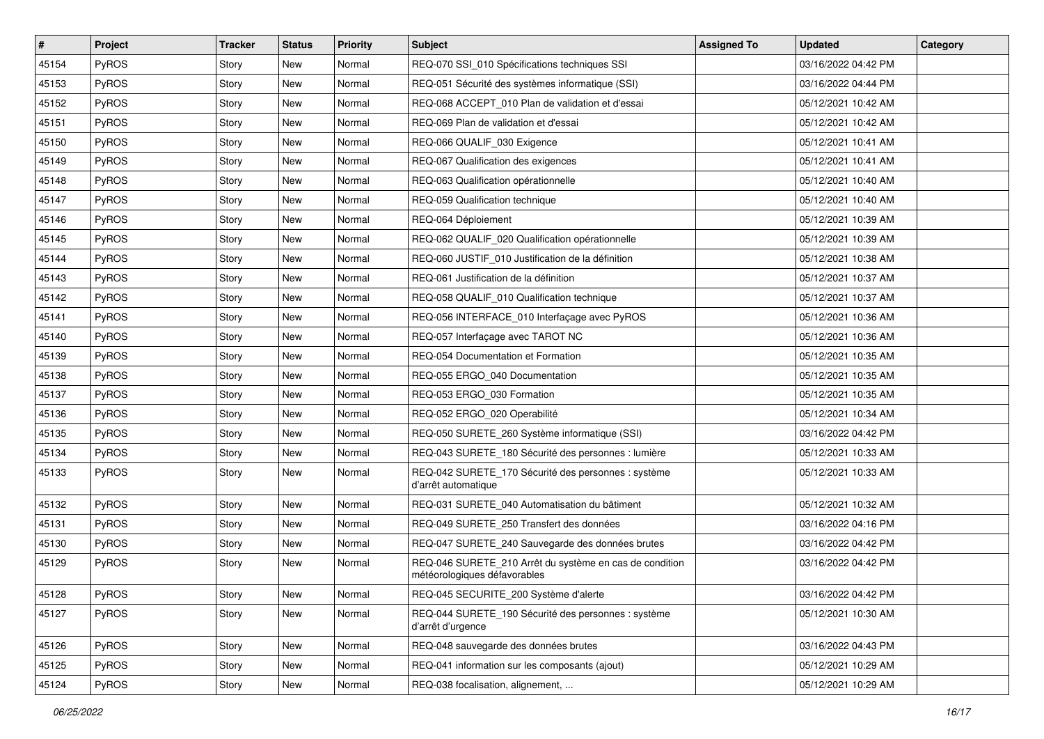| # | Project | Tracker | Status | Priority | Subject | Assigned To | Updated | Category |
|---|---|---|---|---|---|---|---|---|
| 45154 | PyROS | Story | New | Normal | REQ-070 SSI_010 Spécifications techniques SSI | | 03/16/2022 04:42 PM | |
| 45153 | PyROS | Story | New | Normal | REQ-051 Sécurité des systèmes informatique (SSI) | | 03/16/2022 04:44 PM | |
| 45152 | PyROS | Story | New | Normal | REQ-068 ACCEPT_010 Plan de validation et d'essai | | 05/12/2021 10:42 AM | |
| 45151 | PyROS | Story | New | Normal | REQ-069 Plan de validation et d'essai | | 05/12/2021 10:42 AM | |
| 45150 | PyROS | Story | New | Normal | REQ-066 QUALIF_030 Exigence | | 05/12/2021 10:41 AM | |
| 45149 | PyROS | Story | New | Normal | REQ-067 Qualification des exigences | | 05/12/2021 10:41 AM | |
| 45148 | PyROS | Story | New | Normal | REQ-063 Qualification opérationnelle | | 05/12/2021 10:40 AM | |
| 45147 | PyROS | Story | New | Normal | REQ-059 Qualification technique | | 05/12/2021 10:40 AM | |
| 45146 | PyROS | Story | New | Normal | REQ-064 Déploiement | | 05/12/2021 10:39 AM | |
| 45145 | PyROS | Story | New | Normal | REQ-062 QUALIF_020 Qualification opérationnelle | | 05/12/2021 10:39 AM | |
| 45144 | PyROS | Story | New | Normal | REQ-060 JUSTIF_010 Justification de la définition | | 05/12/2021 10:38 AM | |
| 45143 | PyROS | Story | New | Normal | REQ-061 Justification de la définition | | 05/12/2021 10:37 AM | |
| 45142 | PyROS | Story | New | Normal | REQ-058 QUALIF_010 Qualification technique | | 05/12/2021 10:37 AM | |
| 45141 | PyROS | Story | New | Normal | REQ-056 INTERFACE_010 Interfaçage avec PyROS | | 05/12/2021 10:36 AM | |
| 45140 | PyROS | Story | New | Normal | REQ-057 Interfaçage avec TAROT NC | | 05/12/2021 10:36 AM | |
| 45139 | PyROS | Story | New | Normal | REQ-054 Documentation et Formation | | 05/12/2021 10:35 AM | |
| 45138 | PyROS | Story | New | Normal | REQ-055 ERGO_040 Documentation | | 05/12/2021 10:35 AM | |
| 45137 | PyROS | Story | New | Normal | REQ-053 ERGO_030 Formation | | 05/12/2021 10:35 AM | |
| 45136 | PyROS | Story | New | Normal | REQ-052 ERGO_020 Operabilité | | 05/12/2021 10:34 AM | |
| 45135 | PyROS | Story | New | Normal | REQ-050 SURETE_260 Système informatique (SSI) | | 03/16/2022 04:42 PM | |
| 45134 | PyROS | Story | New | Normal | REQ-043 SURETE_180 Sécurité des personnes : lumière | | 05/12/2021 10:33 AM | |
| 45133 | PyROS | Story | New | Normal | REQ-042 SURETE_170 Sécurité des personnes : système d'arrêt automatique | | 05/12/2021 10:33 AM | |
| 45132 | PyROS | Story | New | Normal | REQ-031 SURETE_040 Automatisation du bâtiment | | 05/12/2021 10:32 AM | |
| 45131 | PyROS | Story | New | Normal | REQ-049 SURETE_250 Transfert des données | | 03/16/2022 04:16 PM | |
| 45130 | PyROS | Story | New | Normal | REQ-047 SURETE_240 Sauvegarde des données brutes | | 03/16/2022 04:42 PM | |
| 45129 | PyROS | Story | New | Normal | REQ-046 SURETE_210 Arrêt du système en cas de condition météorologiques défavorables | | 03/16/2022 04:42 PM | |
| 45128 | PyROS | Story | New | Normal | REQ-045 SECURITE_200 Système d'alerte | | 03/16/2022 04:42 PM | |
| 45127 | PyROS | Story | New | Normal | REQ-044 SURETE_190 Sécurité des personnes : système d'arrêt d'urgence | | 05/12/2021 10:30 AM | |
| 45126 | PyROS | Story | New | Normal | REQ-048 sauvegarde des données brutes | | 03/16/2022 04:43 PM | |
| 45125 | PyROS | Story | New | Normal | REQ-041 information sur les composants (ajout) | | 05/12/2021 10:29 AM | |
| 45124 | PyROS | Story | New | Normal | REQ-038 focalisation, alignement, ... | | 05/12/2021 10:29 AM | |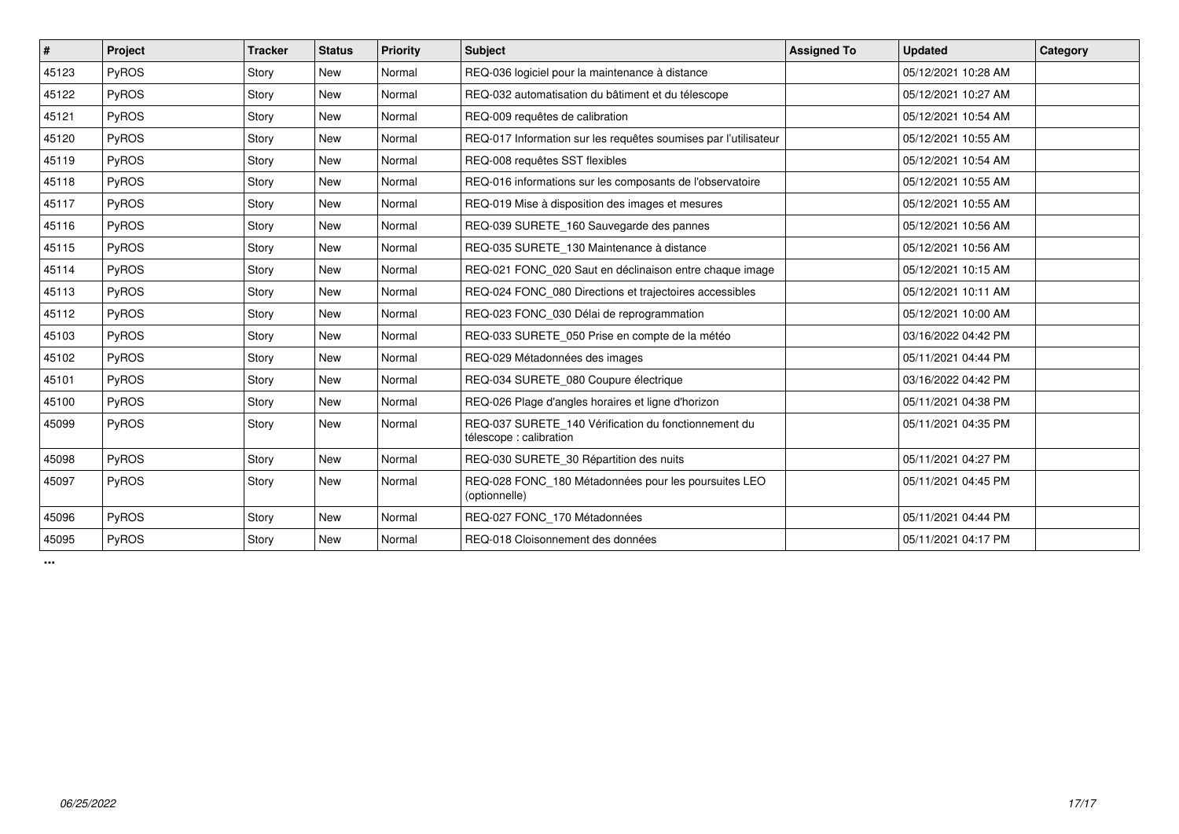| # | Project | Tracker | Status | Priority | Subject | Assigned To | Updated | Category |
|---|---|---|---|---|---|---|---|---|
| 45123 | PyROS | Story | New | Normal | REQ-036 logiciel pour la maintenance à distance | | 05/12/2021 10:28 AM | |
| 45122 | PyROS | Story | New | Normal | REQ-032 automatisation du bâtiment et du télescope | | 05/12/2021 10:27 AM | |
| 45121 | PyROS | Story | New | Normal | REQ-009 requêtes de calibration | | 05/12/2021 10:54 AM | |
| 45120 | PyROS | Story | New | Normal | REQ-017 Information sur les requêtes soumises par l'utilisateur | | 05/12/2021 10:55 AM | |
| 45119 | PyROS | Story | New | Normal | REQ-008 requêtes SST flexibles | | 05/12/2021 10:54 AM | |
| 45118 | PyROS | Story | New | Normal | REQ-016 informations sur les composants de l'observatoire | | 05/12/2021 10:55 AM | |
| 45117 | PyROS | Story | New | Normal | REQ-019 Mise à disposition des images et mesures | | 05/12/2021 10:55 AM | |
| 45116 | PyROS | Story | New | Normal | REQ-039 SURETE_160 Sauvegarde des pannes | | 05/12/2021 10:56 AM | |
| 45115 | PyROS | Story | New | Normal | REQ-035 SURETE_130 Maintenance à distance | | 05/12/2021 10:56 AM | |
| 45114 | PyROS | Story | New | Normal | REQ-021 FONC_020 Saut en déclinaison entre chaque image | | 05/12/2021 10:15 AM | |
| 45113 | PyROS | Story | New | Normal | REQ-024 FONC_080 Directions et trajectoires accessibles | | 05/12/2021 10:11 AM | |
| 45112 | PyROS | Story | New | Normal | REQ-023 FONC_030 Délai de reprogrammation | | 05/12/2021 10:00 AM | |
| 45103 | PyROS | Story | New | Normal | REQ-033 SURETE_050 Prise en compte de la météo | | 03/16/2022 04:42 PM | |
| 45102 | PyROS | Story | New | Normal | REQ-029 Métadonnées des images | | 05/11/2021 04:44 PM | |
| 45101 | PyROS | Story | New | Normal | REQ-034 SURETE_080 Coupure électrique | | 03/16/2022 04:42 PM | |
| 45100 | PyROS | Story | New | Normal | REQ-026 Plage d'angles horaires et ligne d'horizon | | 05/11/2021 04:38 PM | |
| 45099 | PyROS | Story | New | Normal | REQ-037 SURETE_140 Vérification du fonctionnement du télescope : calibration | | 05/11/2021 04:35 PM | |
| 45098 | PyROS | Story | New | Normal | REQ-030 SURETE_30 Répartition des nuits | | 05/11/2021 04:27 PM | |
| 45097 | PyROS | Story | New | Normal | REQ-028 FONC_180 Métadonnées pour les poursuites LEO (optionnelle) | | 05/11/2021 04:45 PM | |
| 45096 | PyROS | Story | New | Normal | REQ-027 FONC_170 Métadonnées | | 05/11/2021 04:44 PM | |
| 45095 | PyROS | Story | New | Normal | REQ-018 Cloisonnement des données | | 05/11/2021 04:17 PM | |

...